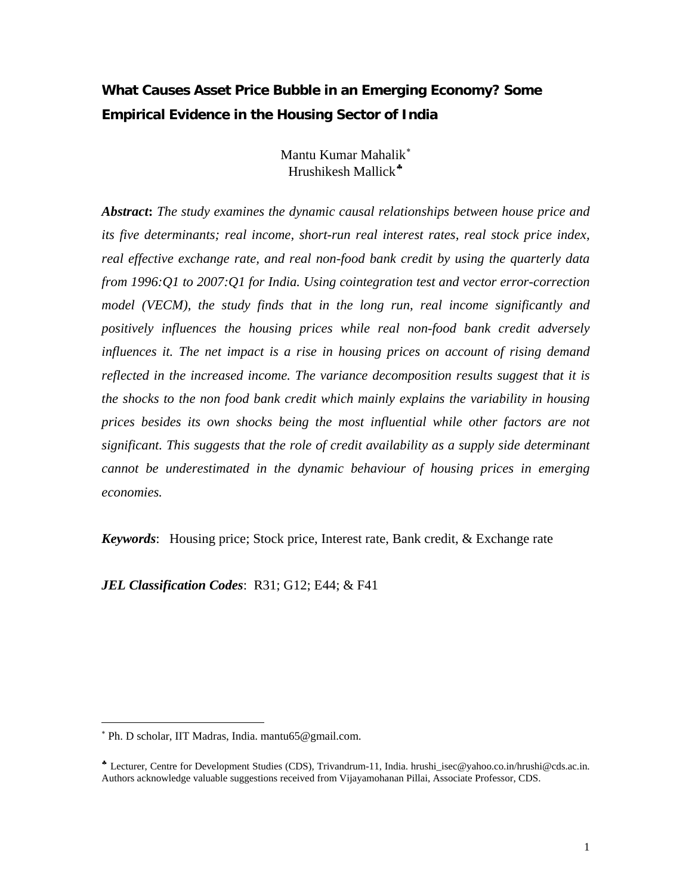# What Causes Asset Price Bubble in an Emerging Economy? Some Empirical Evidence in the Housing Sector of India

Mantu Kumar Mahalik[*]
Hrushikesh Mallick[♣]

***Abstract*****:** *The study examines the dynamic causal relationships between house price and its five determinants; real income, short-run real interest rates, real stock price index, real effective exchange rate, and real non-food bank credit by using the quarterly data from 1996:Q1 to 2007:Q1 for India. Using cointegration test and vector error-correction model (VECM), the study finds that in the long run, real income significantly and positively influences the housing prices while real non-food bank credit adversely influences it. The net impact is a rise in housing prices on account of rising demand reflected in the increased income. The variance decomposition results suggest that it is the shocks to the non food bank credit which mainly explains the variability in housing prices besides its own shocks being the most influential while other factors are not significant. This suggests that the role of credit availability as a supply side determinant cannot be underestimated in the dynamic behaviour of housing prices in emerging economies.*

***Keywords***: Housing price; Stock price, Interest rate, Bank credit, & Exchange rate

***JEL Classification Codes***: R31; G12; E44; & F41

---

[*] Ph. D scholar, IIT Madras, India. mantu65@gmail.com.

[♣] Lecturer, Centre for Development Studies (CDS), Trivandrum-11, India. hrushi_isec@yahoo.co.in/hrushi@cds.ac.in. Authors acknowledge valuable suggestions received from Vijayamohanan Pillai, Associate Professor, CDS.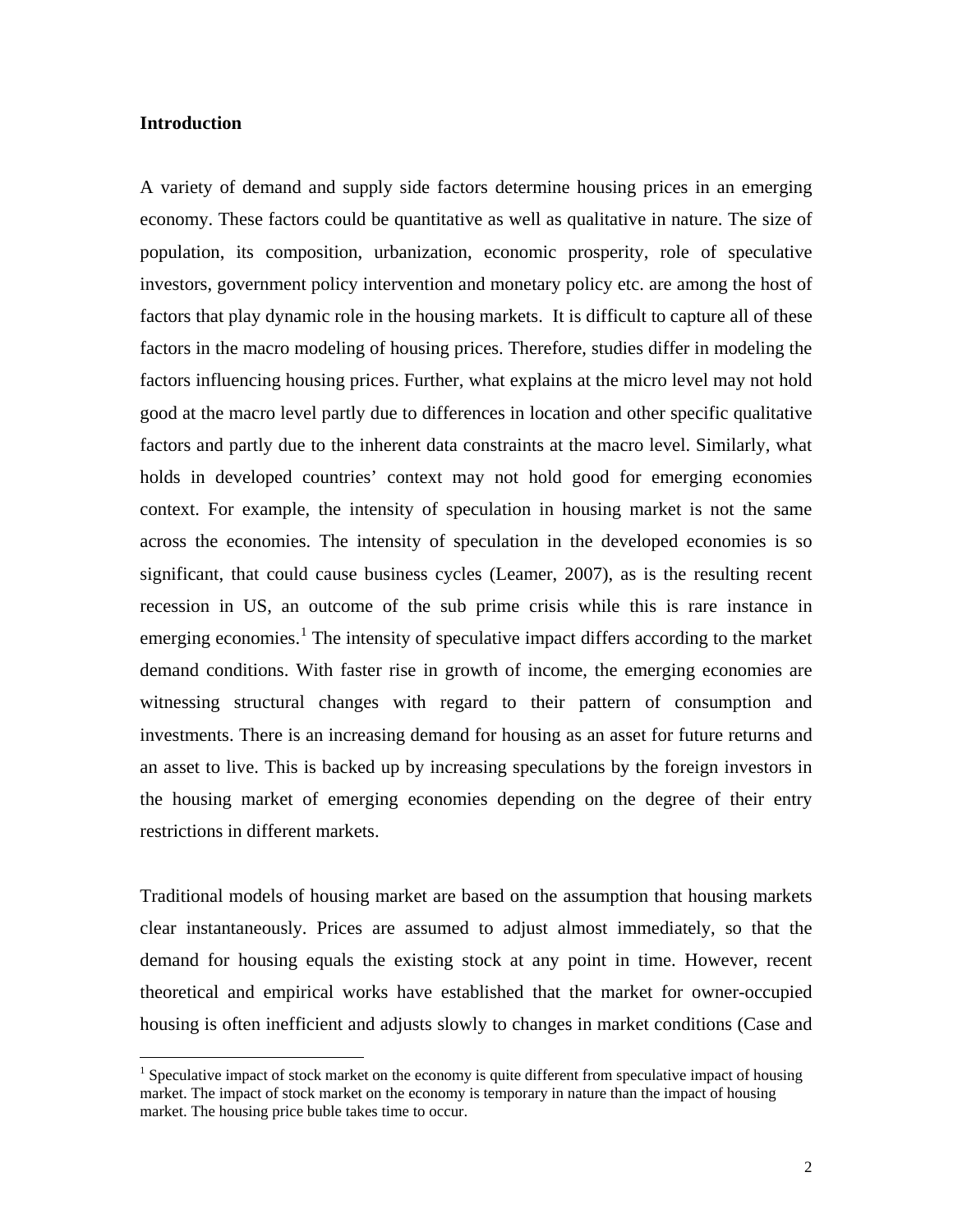**Introduction**

A variety of demand and supply side factors determine housing prices in an emerging economy. These factors could be quantitative as well as qualitative in nature. The size of population, its composition, urbanization, economic prosperity, role of speculative investors, government policy intervention and monetary policy etc. are among the host of factors that play dynamic role in the housing markets. It is difficult to capture all of these factors in the macro modeling of housing prices. Therefore, studies differ in modeling the factors influencing housing prices. Further, what explains at the micro level may not hold good at the macro level partly due to differences in location and other specific qualitative factors and partly due to the inherent data constraints at the macro level. Similarly, what holds in developed countries' context may not hold good for emerging economies context. For example, the intensity of speculation in housing market is not the same across the economies. The intensity of speculation in the developed economies is so significant, that could cause business cycles (Leamer, 2007), as is the resulting recent recession in US, an outcome of the sub prime crisis while this is rare instance in emerging economies.[1] The intensity of speculative impact differs according to the market demand conditions. With faster rise in growth of income, the emerging economies are witnessing structural changes with regard to their pattern of consumption and investments. There is an increasing demand for housing as an asset for future returns and an asset to live. This is backed up by increasing speculations by the foreign investors in the housing market of emerging economies depending on the degree of their entry restrictions in different markets.

Traditional models of housing market are based on the assumption that housing markets clear instantaneously. Prices are assumed to adjust almost immediately, so that the demand for housing equals the existing stock at any point in time. However, recent theoretical and empirical works have established that the market for owner-occupied housing is often inefficient and adjusts slowly to changes in market conditions (Case and

[1] Speculative impact of stock market on the economy is quite different from speculative impact of housing market. The impact of stock market on the economy is temporary in nature than the impact of housing market. The housing price buble takes time to occur.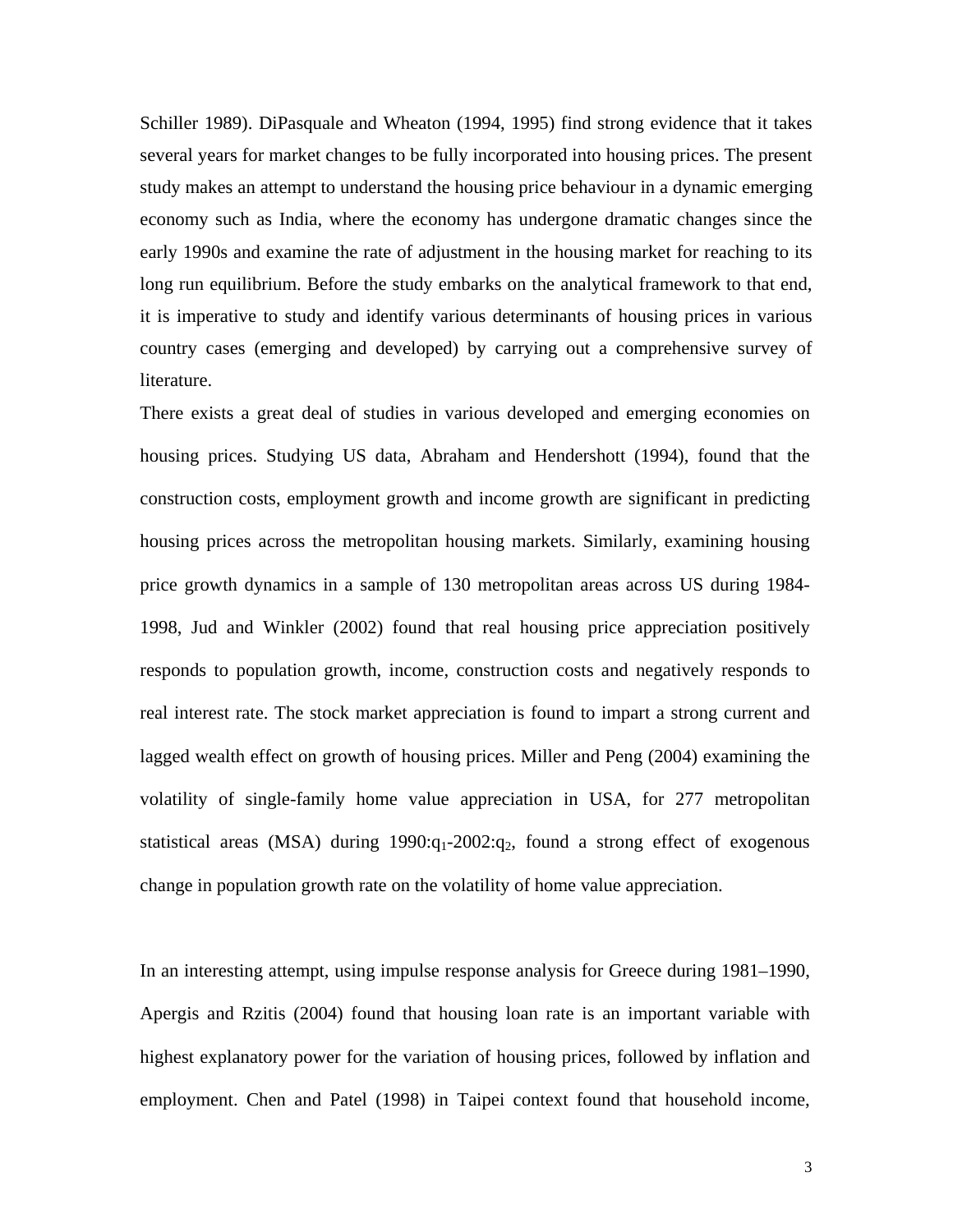Schiller 1989). DiPasquale and Wheaton (1994, 1995) find strong evidence that it takes several years for market changes to be fully incorporated into housing prices. The present study makes an attempt to understand the housing price behaviour in a dynamic emerging economy such as India, where the economy has undergone dramatic changes since the early 1990s and examine the rate of adjustment in the housing market for reaching to its long run equilibrium. Before the study embarks on the analytical framework to that end, it is imperative to study and identify various determinants of housing prices in various country cases (emerging and developed) by carrying out a comprehensive survey of literature.

There exists a great deal of studies in various developed and emerging economies on housing prices. Studying US data, Abraham and Hendershott (1994), found that the construction costs, employment growth and income growth are significant in predicting housing prices across the metropolitan housing markets. Similarly, examining housing price growth dynamics in a sample of 130 metropolitan areas across US during 1984-1998, Jud and Winkler (2002) found that real housing price appreciation positively responds to population growth, income, construction costs and negatively responds to real interest rate. The stock market appreciation is found to impart a strong current and lagged wealth effect on growth of housing prices. Miller and Peng (2004) examining the volatility of single-family home value appreciation in USA, for 277 metropolitan statistical areas (MSA) during 1990:$q_1$-2002:$q_2$, found a strong effect of exogenous change in population growth rate on the volatility of home value appreciation.

In an interesting attempt, using impulse response analysis for Greece during 1981–1990, Apergis and Rzitis (2004) found that housing loan rate is an important variable with highest explanatory power for the variation of housing prices, followed by inflation and employment. Chen and Patel (1998) in Taipei context found that household income,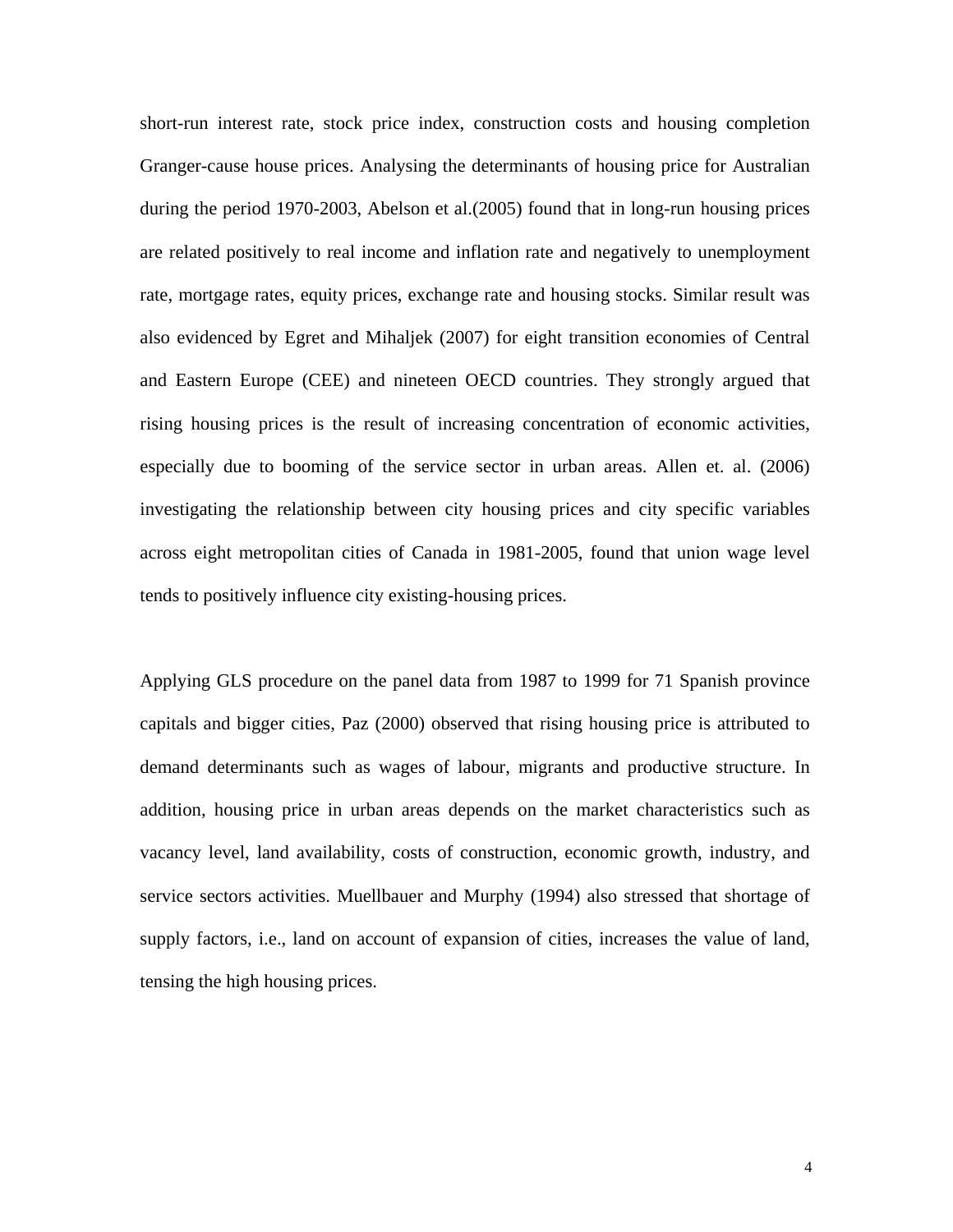short-run interest rate, stock price index, construction costs and housing completion Granger-cause house prices. Analysing the determinants of housing price for Australian during the period 1970-2003, Abelson et al.(2005) found that in long-run housing prices are related positively to real income and inflation rate and negatively to unemployment rate, mortgage rates, equity prices, exchange rate and housing stocks. Similar result was also evidenced by Egret and Mihaljek (2007) for eight transition economies of Central and Eastern Europe (CEE) and nineteen OECD countries. They strongly argued that rising housing prices is the result of increasing concentration of economic activities, especially due to booming of the service sector in urban areas. Allen et. al. (2006) investigating the relationship between city housing prices and city specific variables across eight metropolitan cities of Canada in 1981-2005, found that union wage level tends to positively influence city existing-housing prices.

Applying GLS procedure on the panel data from 1987 to 1999 for 71 Spanish province capitals and bigger cities, Paz (2000) observed that rising housing price is attributed to demand determinants such as wages of labour, migrants and productive structure. In addition, housing price in urban areas depends on the market characteristics such as vacancy level, land availability, costs of construction, economic growth, industry, and service sectors activities. Muellbauer and Murphy (1994) also stressed that shortage of supply factors, i.e., land on account of expansion of cities, increases the value of land, tensing the high housing prices.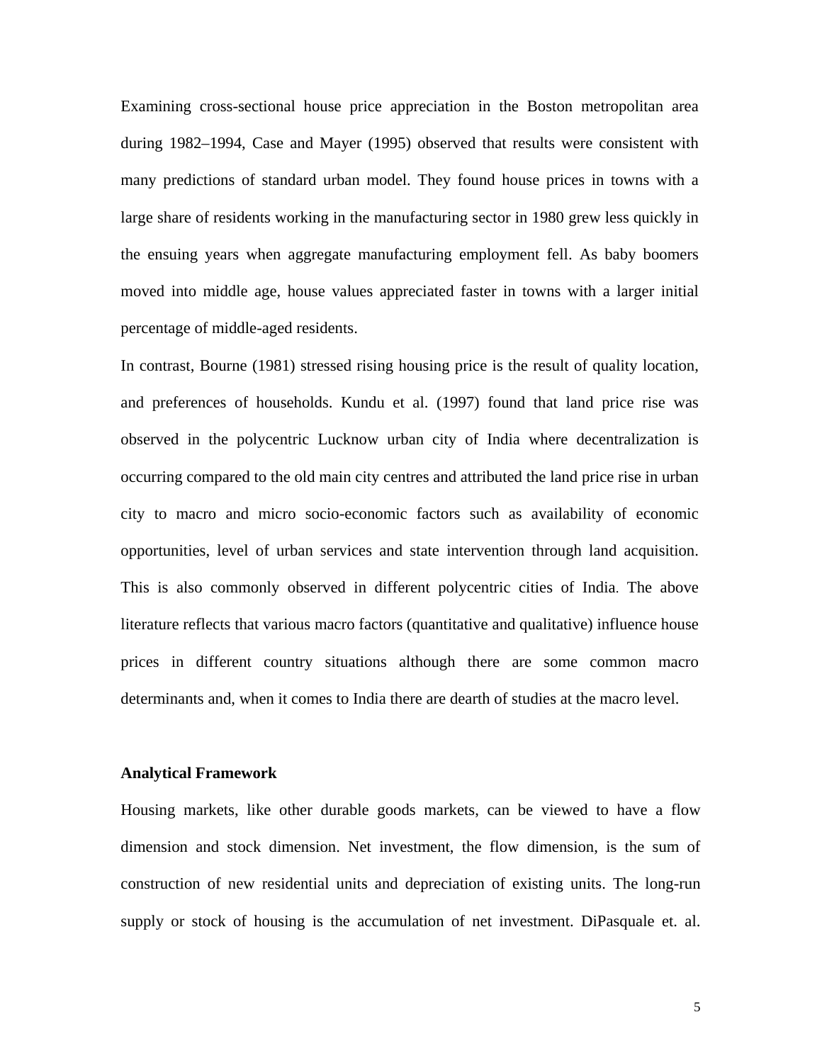Examining cross-sectional house price appreciation in the Boston metropolitan area during 1982–1994, Case and Mayer (1995) observed that results were consistent with many predictions of standard urban model. They found house prices in towns with a large share of residents working in the manufacturing sector in 1980 grew less quickly in the ensuing years when aggregate manufacturing employment fell. As baby boomers moved into middle age, house values appreciated faster in towns with a larger initial percentage of middle-aged residents.

In contrast, Bourne (1981) stressed rising housing price is the result of quality location, and preferences of households. Kundu et al. (1997) found that land price rise was observed in the polycentric Lucknow urban city of India where decentralization is occurring compared to the old main city centres and attributed the land price rise in urban city to macro and micro socio-economic factors such as availability of economic opportunities, level of urban services and state intervention through land acquisition. This is also commonly observed in different polycentric cities of India. The above literature reflects that various macro factors (quantitative and qualitative) influence house prices in different country situations although there are some common macro determinants and, when it comes to India there are dearth of studies at the macro level.

## Analytical Framework

Housing markets, like other durable goods markets, can be viewed to have a flow dimension and stock dimension. Net investment, the flow dimension, is the sum of construction of new residential units and depreciation of existing units. The long-run supply or stock of housing is the accumulation of net investment. DiPasquale et. al.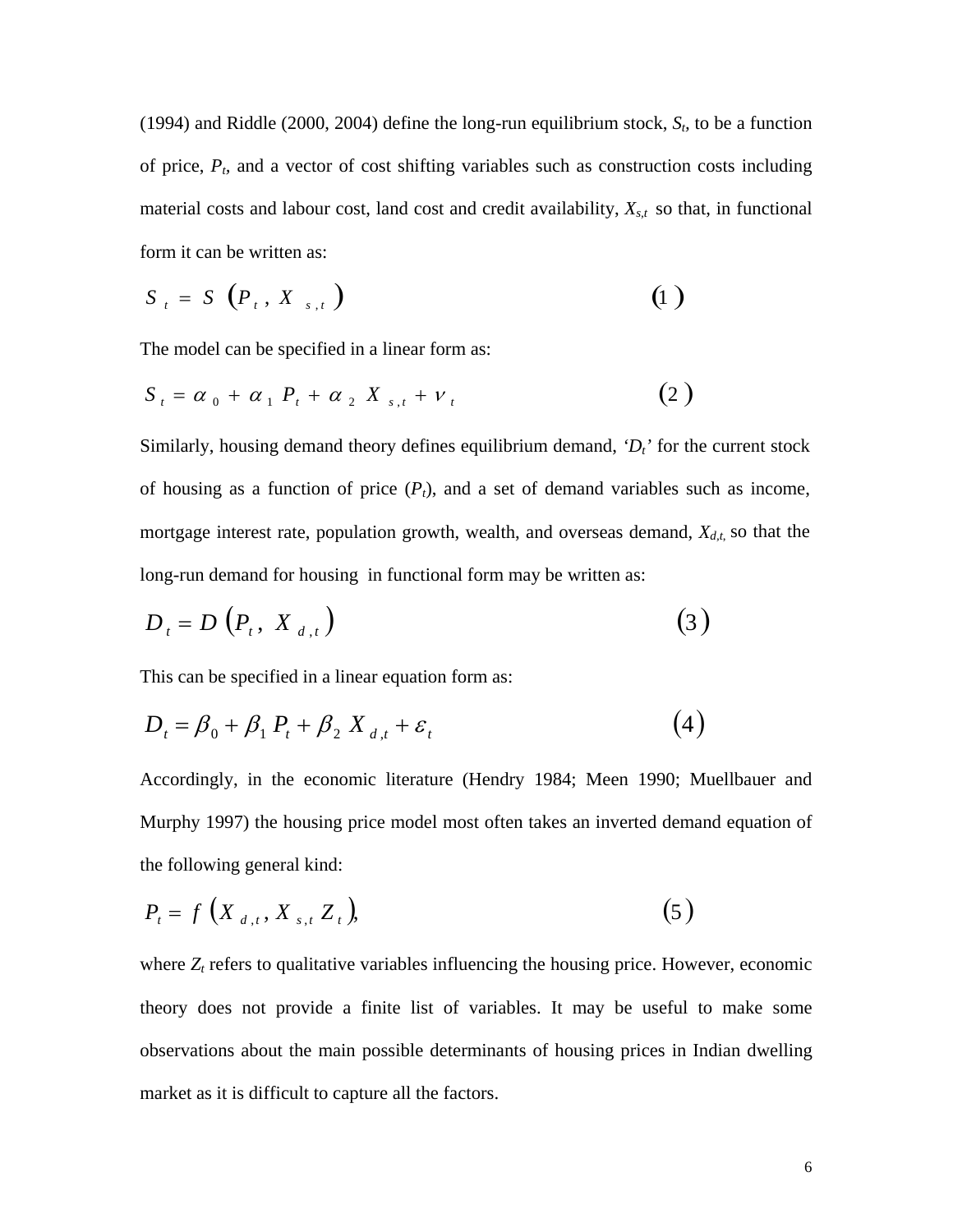(1994) and Riddle (2000, 2004) define the long-run equilibrium stock, $S_t$, to be a function of price, $P_t$, and a vector of cost shifting variables such as construction costs including material costs and labour cost, land cost and credit availability, $X_{s,t}$ so that, in functional form it can be written as:

$$S_t = S\left(P_t, X_{s,t}\right) \tag{1}$$

The model can be specified in a linear form as:

$$S_t = \alpha_0 + \alpha_1 P_t + \alpha_2 X_{s,t} + \nu_t \tag{2}$$

Similarly, housing demand theory defines equilibrium demand, '$D_t$' for the current stock of housing as a function of price ($P_t$), and a set of demand variables such as income, mortgage interest rate, population growth, wealth, and overseas demand, $X_{d,t,}$ so that the long-run demand for housing in functional form may be written as:

$$D_t = D\left(P_t, X_{d,t}\right) \tag{3}$$

This can be specified in a linear equation form as:

$$D_t = \beta_0 + \beta_1 P_t + \beta_2 X_{d,t} + \varepsilon_t \tag{4}$$

Accordingly, in the economic literature (Hendry 1984; Meen 1990; Muellbauer and Murphy 1997) the housing price model most often takes an inverted demand equation of the following general kind:

$$P_t = f\left(X_{d,t}, X_{s,t} Z_t\right), \tag{5}$$

where $Z_t$ refers to qualitative variables influencing the housing price. However, economic theory does not provide a finite list of variables. It may be useful to make some observations about the main possible determinants of housing prices in Indian dwelling market as it is difficult to capture all the factors.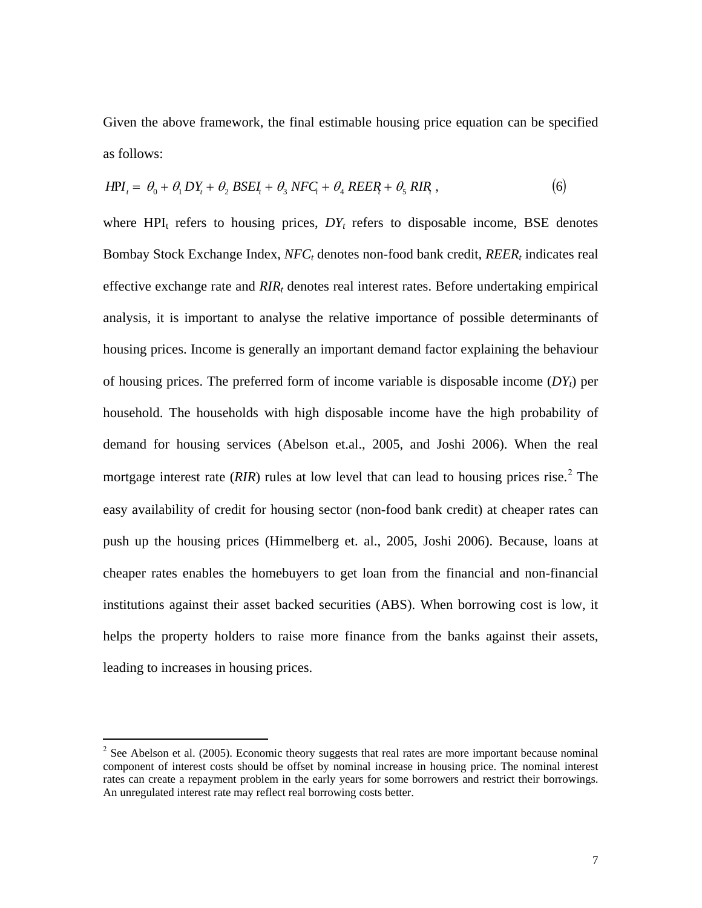Given the above framework, the final estimable housing price equation can be specified as follows:

$$HPI_t = \theta_0 + \theta_1 DY_t + \theta_2 BSEI_t + \theta_3 NFC_t + \theta_4 REER_t + \theta_5 RIR_t , \qquad (6)$$

where $HPI_t$ refers to housing prices, $DY_t$ refers to disposable income, BSE denotes Bombay Stock Exchange Index, $NFC_t$ denotes non-food bank credit, $REER_t$ indicates real effective exchange rate and $RIR_t$ denotes real interest rates. Before undertaking empirical analysis, it is important to analyse the relative importance of possible determinants of housing prices. Income is generally an important demand factor explaining the behaviour of housing prices. The preferred form of income variable is disposable income ($DY_t$) per household. The households with high disposable income have the high probability of demand for housing services (Abelson et.al., 2005, and Joshi 2006). When the real mortgage interest rate (*RIR*) rules at low level that can lead to housing prices rise.[2] The easy availability of credit for housing sector (non-food bank credit) at cheaper rates can push up the housing prices (Himmelberg et. al., 2005, Joshi 2006). Because, loans at cheaper rates enables the homebuyers to get loan from the financial and non-financial institutions against their asset backed securities (ABS). When borrowing cost is low, it helps the property holders to raise more finance from the banks against their assets, leading to increases in housing prices.

[2] See Abelson et al. (2005). Economic theory suggests that real rates are more important because nominal component of interest costs should be offset by nominal increase in housing price. The nominal interest rates can create a repayment problem in the early years for some borrowers and restrict their borrowings. An unregulated interest rate may reflect real borrowing costs better.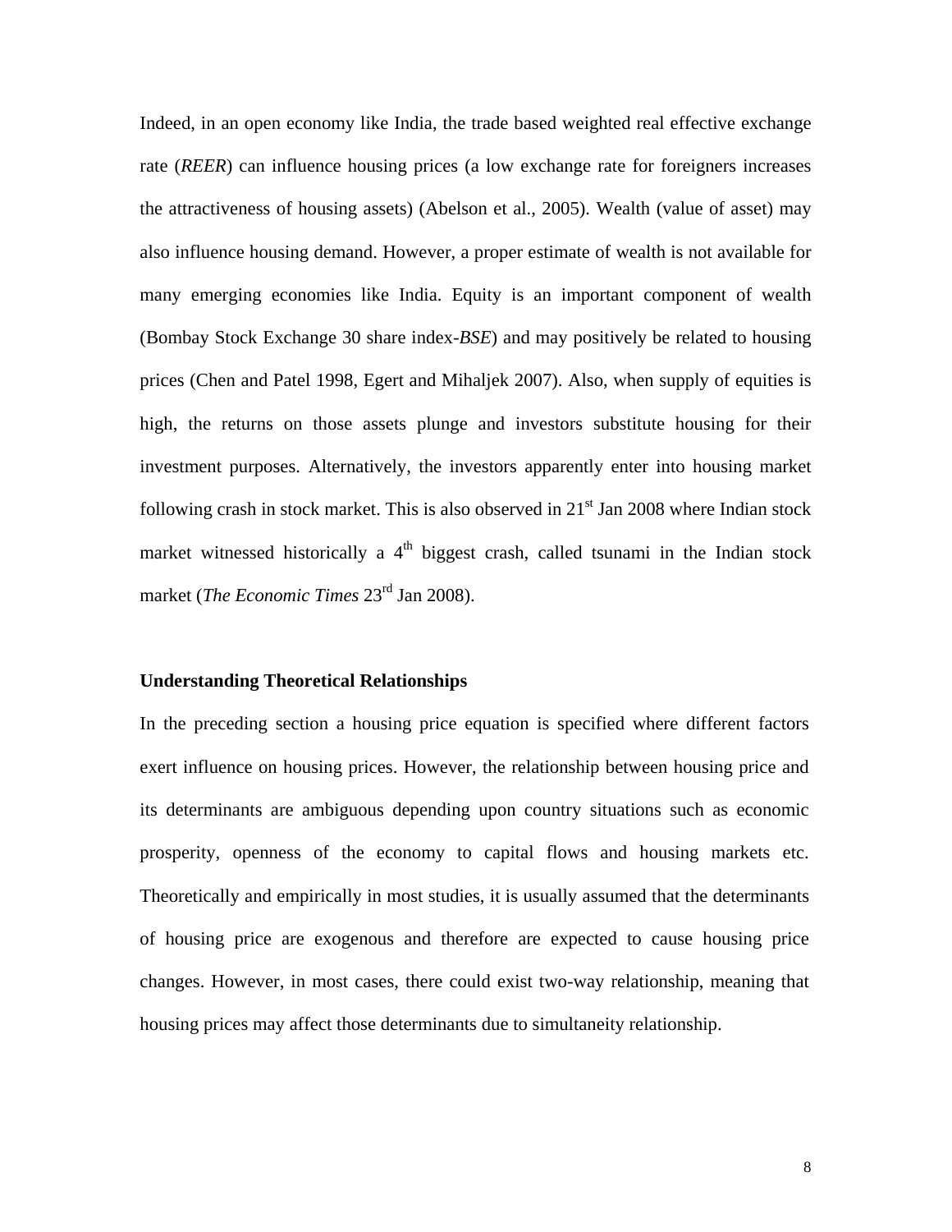Indeed, in an open economy like India, the trade based weighted real effective exchange rate (*REER*) can influence housing prices (a low exchange rate for foreigners increases the attractiveness of housing assets) (Abelson et al., 2005). Wealth (value of asset) may also influence housing demand. However, a proper estimate of wealth is not available for many emerging economies like India. Equity is an important component of wealth (Bombay Stock Exchange 30 share index-*BSE*) and may positively be related to housing prices (Chen and Patel 1998, Egert and Mihaljek 2007). Also, when supply of equities is high, the returns on those assets plunge and investors substitute housing for their investment purposes. Alternatively, the investors apparently enter into housing market following crash in stock market. This is also observed in 21st Jan 2008 where Indian stock market witnessed historically a 4th biggest crash, called tsunami in the Indian stock market (*The Economic Times* 23rd Jan 2008).

**Understanding Theoretical Relationships**

In the preceding section a housing price equation is specified where different factors exert influence on housing prices. However, the relationship between housing price and its determinants are ambiguous depending upon country situations such as economic prosperity, openness of the economy to capital flows and housing markets etc. Theoretically and empirically in most studies, it is usually assumed that the determinants of housing price are exogenous and therefore are expected to cause housing price changes. However, in most cases, there could exist two-way relationship, meaning that housing prices may affect those determinants due to simultaneity relationship.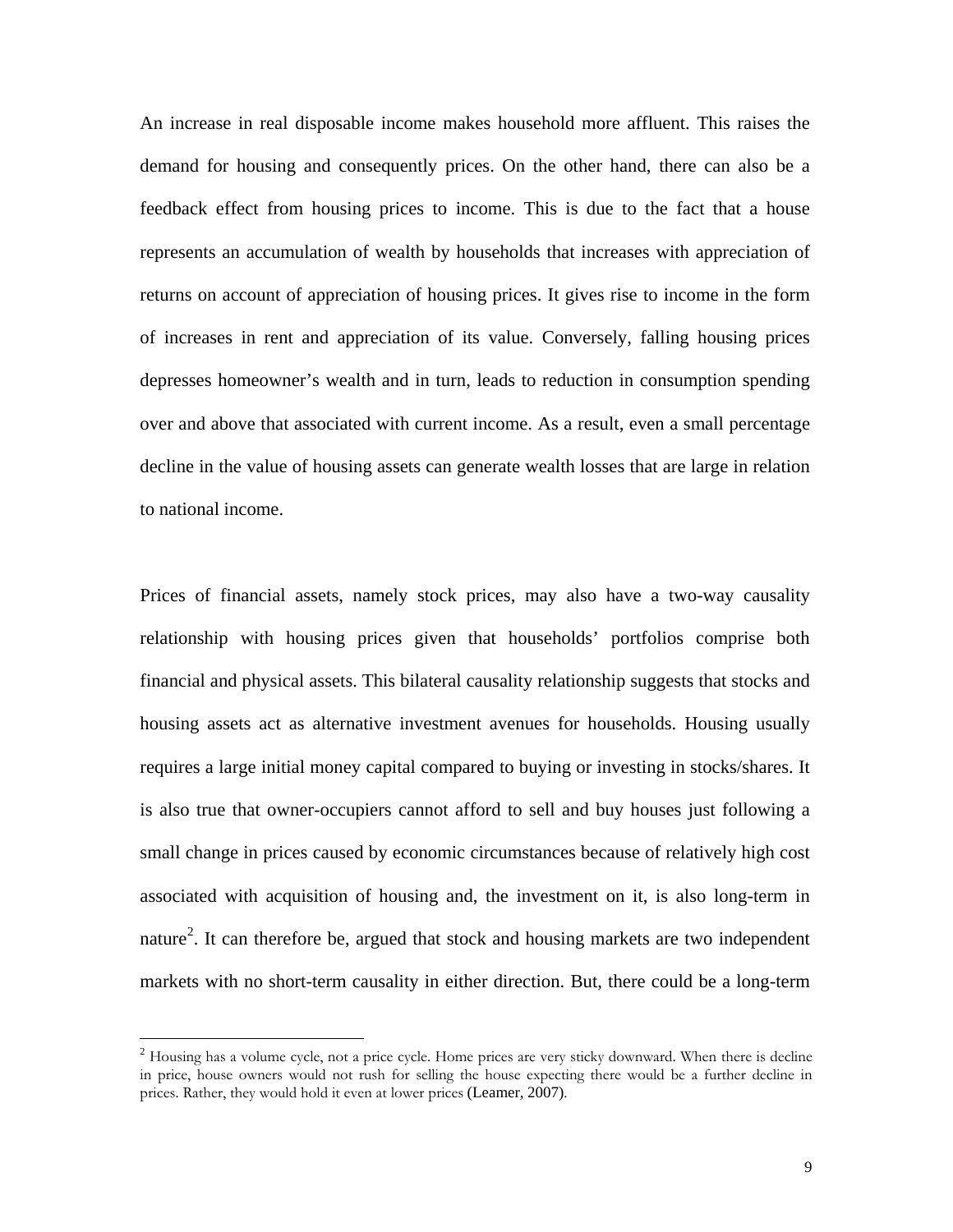An increase in real disposable income makes household more affluent. This raises the demand for housing and consequently prices. On the other hand, there can also be a feedback effect from housing prices to income. This is due to the fact that a house represents an accumulation of wealth by households that increases with appreciation of returns on account of appreciation of housing prices. It gives rise to income in the form of increases in rent and appreciation of its value. Conversely, falling housing prices depresses homeowner's wealth and in turn, leads to reduction in consumption spending over and above that associated with current income. As a result, even a small percentage decline in the value of housing assets can generate wealth losses that are large in relation to national income.

Prices of financial assets, namely stock prices, may also have a two-way causality relationship with housing prices given that households' portfolios comprise both financial and physical assets. This bilateral causality relationship suggests that stocks and housing assets act as alternative investment avenues for households. Housing usually requires a large initial money capital compared to buying or investing in stocks/shares. It is also true that owner-occupiers cannot afford to sell and buy houses just following a small change in prices caused by economic circumstances because of relatively high cost associated with acquisition of housing and, the investment on it, is also long-term in nature[2]. It can therefore be, argued that stock and housing markets are two independent markets with no short-term causality in either direction. But, there could be a long-term

[2] Housing has a volume cycle, not a price cycle. Home prices are very sticky downward. When there is decline in price, house owners would not rush for selling the house expecting there would be a further decline in prices. Rather, they would hold it even at lower prices (Leamer, 2007).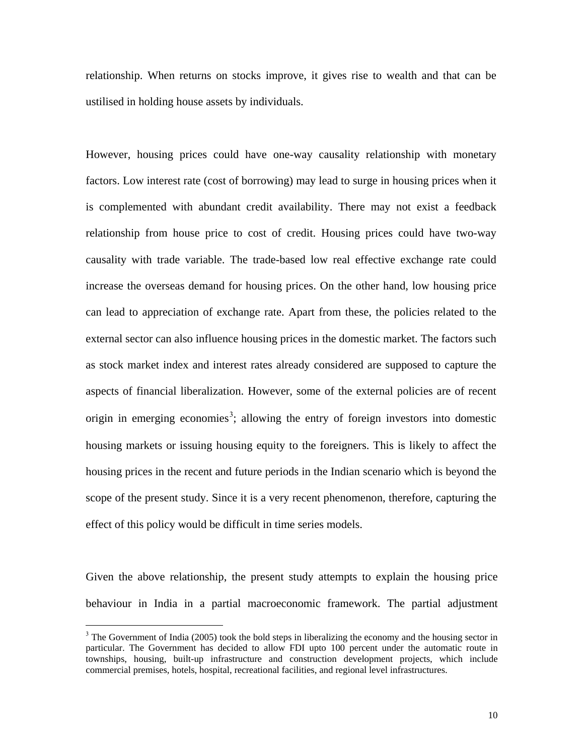relationship. When returns on stocks improve, it gives rise to wealth and that can be ustilised in holding house assets by individuals.

However, housing prices could have one-way causality relationship with monetary factors. Low interest rate (cost of borrowing) may lead to surge in housing prices when it is complemented with abundant credit availability. There may not exist a feedback relationship from house price to cost of credit. Housing prices could have two-way causality with trade variable. The trade-based low real effective exchange rate could increase the overseas demand for housing prices. On the other hand, low housing price can lead to appreciation of exchange rate. Apart from these, the policies related to the external sector can also influence housing prices in the domestic market. The factors such as stock market index and interest rates already considered are supposed to capture the aspects of financial liberalization. However, some of the external policies are of recent origin in emerging economies[3]; allowing the entry of foreign investors into domestic housing markets or issuing housing equity to the foreigners. This is likely to affect the housing prices in the recent and future periods in the Indian scenario which is beyond the scope of the present study. Since it is a very recent phenomenon, therefore, capturing the effect of this policy would be difficult in time series models.

Given the above relationship, the present study attempts to explain the housing price behaviour in India in a partial macroeconomic framework. The partial adjustment

[3] The Government of India (2005) took the bold steps in liberalizing the economy and the housing sector in particular. The Government has decided to allow FDI upto 100 percent under the automatic route in townships, housing, built-up infrastructure and construction development projects, which include commercial premises, hotels, hospital, recreational facilities, and regional level infrastructures.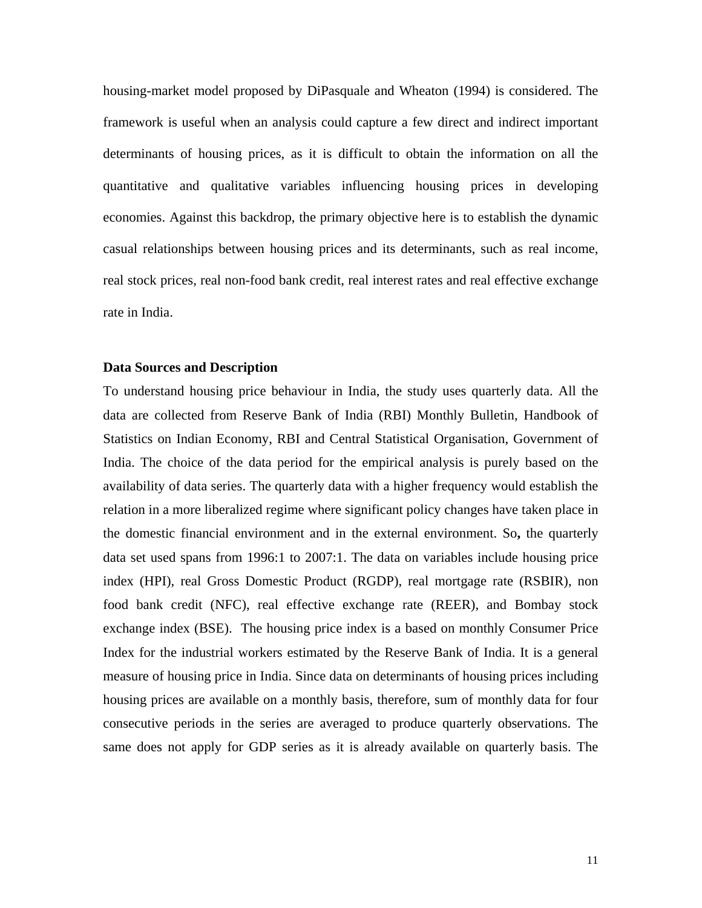housing-market model proposed by DiPasquale and Wheaton (1994) is considered. The framework is useful when an analysis could capture a few direct and indirect important determinants of housing prices, as it is difficult to obtain the information on all the quantitative and qualitative variables influencing housing prices in developing economies. Against this backdrop, the primary objective here is to establish the dynamic casual relationships between housing prices and its determinants, such as real income, real stock prices, real non-food bank credit, real interest rates and real effective exchange rate in India.

**Data Sources and Description**

To understand housing price behaviour in India, the study uses quarterly data. All the data are collected from Reserve Bank of India (RBI) Monthly Bulletin, Handbook of Statistics on Indian Economy, RBI and Central Statistical Organisation, Government of India. The choice of the data period for the empirical analysis is purely based on the availability of data series. The quarterly data with a higher frequency would establish the relation in a more liberalized regime where significant policy changes have taken place in the domestic financial environment and in the external environment. So**,** the quarterly data set used spans from 1996:1 to 2007:1. The data on variables include housing price index (HPI), real Gross Domestic Product (RGDP), real mortgage rate (RSBIR), non food bank credit (NFC), real effective exchange rate (REER), and Bombay stock exchange index (BSE). The housing price index is a based on monthly Consumer Price Index for the industrial workers estimated by the Reserve Bank of India. It is a general measure of housing price in India. Since data on determinants of housing prices including housing prices are available on a monthly basis, therefore, sum of monthly data for four consecutive periods in the series are averaged to produce quarterly observations. The same does not apply for GDP series as it is already available on quarterly basis. The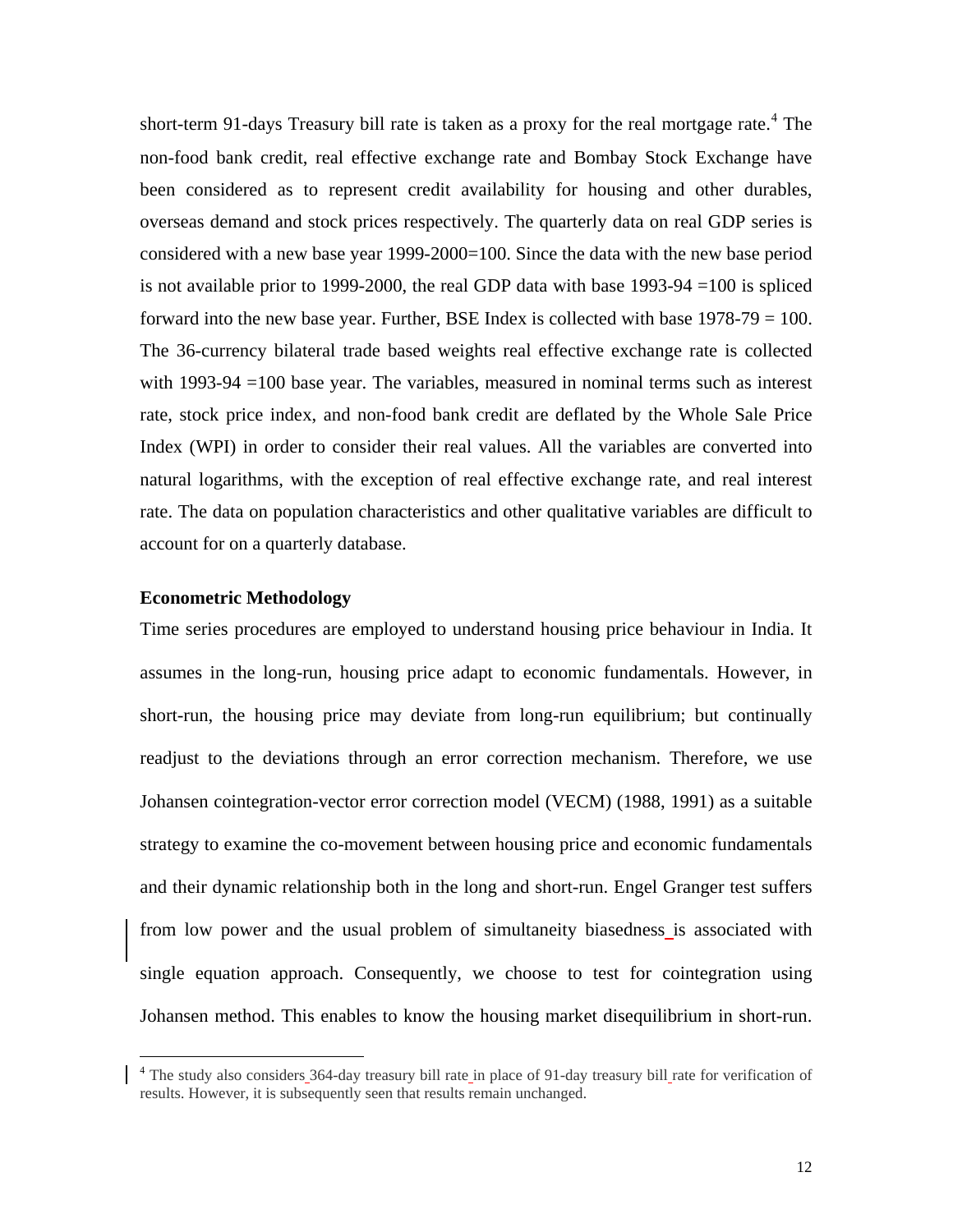short-term 91-days Treasury bill rate is taken as a proxy for the real mortgage rate.[4] The non-food bank credit, real effective exchange rate and Bombay Stock Exchange have been considered as to represent credit availability for housing and other durables, overseas demand and stock prices respectively. The quarterly data on real GDP series is considered with a new base year 1999-2000=100. Since the data with the new base period is not available prior to 1999-2000, the real GDP data with base 1993-94 =100 is spliced forward into the new base year. Further, BSE Index is collected with base 1978-79 = 100. The 36-currency bilateral trade based weights real effective exchange rate is collected with 1993-94 =100 base year. The variables, measured in nominal terms such as interest rate, stock price index, and non-food bank credit are deflated by the Whole Sale Price Index (WPI) in order to consider their real values. All the variables are converted into natural logarithms, with the exception of real effective exchange rate, and real interest rate. The data on population characteristics and other qualitative variables are difficult to account for on a quarterly database.

**Econometric Methodology**

Time series procedures are employed to understand housing price behaviour in India. It assumes in the long-run, housing price adapt to economic fundamentals. However, in short-run, the housing price may deviate from long-run equilibrium; but continually readjust to the deviations through an error correction mechanism. Therefore, we use Johansen cointegration-vector error correction model (VECM) (1988, 1991) as a suitable strategy to examine the co-movement between housing price and economic fundamentals and their dynamic relationship both in the long and short-run. Engel Granger test suffers from low power and the usual problem of simultaneity biasedness is associated with single equation approach. Consequently, we choose to test for cointegration using Johansen method. This enables to know the housing market disequilibrium in short-run.

[4] The study also considers 364-day treasury bill rate in place of 91-day treasury bill rate for verification of results. However, it is subsequently seen that results remain unchanged.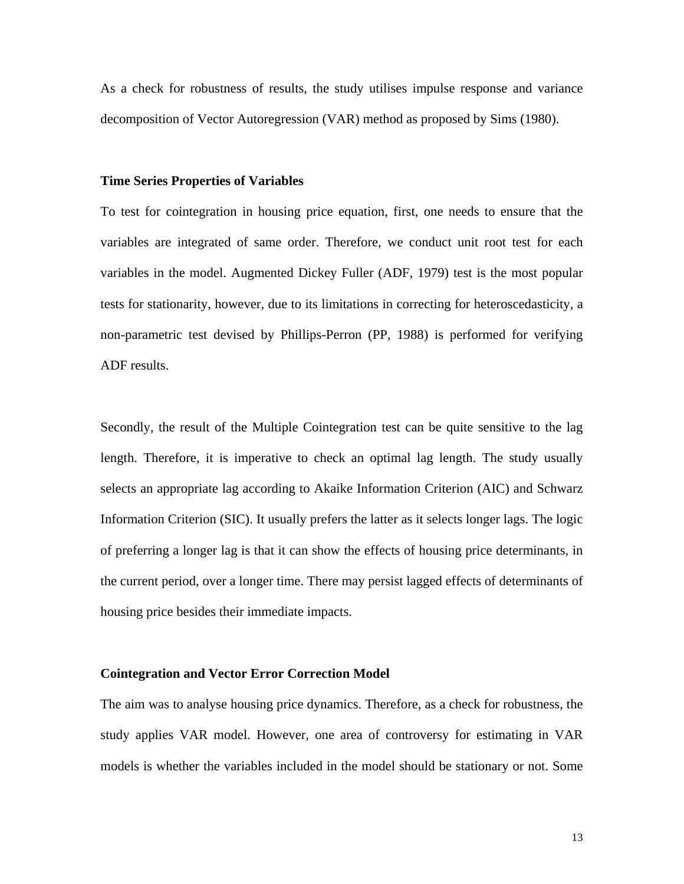As a check for robustness of results, the study utilises impulse response and variance decomposition of Vector Autoregression (VAR) method as proposed by Sims (1980).

**Time Series Properties of Variables**

To test for cointegration in housing price equation, first, one needs to ensure that the variables are integrated of same order. Therefore, we conduct unit root test for each variables in the model. Augmented Dickey Fuller (ADF, 1979) test is the most popular tests for stationarity, however, due to its limitations in correcting for heteroscedasticity, a non-parametric test devised by Phillips-Perron (PP, 1988) is performed for verifying ADF results.

Secondly, the result of the Multiple Cointegration test can be quite sensitive to the lag length. Therefore, it is imperative to check an optimal lag length. The study usually selects an appropriate lag according to Akaike Information Criterion (AIC) and Schwarz Information Criterion (SIC). It usually prefers the latter as it selects longer lags. The logic of preferring a longer lag is that it can show the effects of housing price determinants, in the current period, over a longer time. There may persist lagged effects of determinants of housing price besides their immediate impacts.

**Cointegration and Vector Error Correction Model**

The aim was to analyse housing price dynamics. Therefore, as a check for robustness, the study applies VAR model. However, one area of controversy for estimating in VAR models is whether the variables included in the model should be stationary or not. Some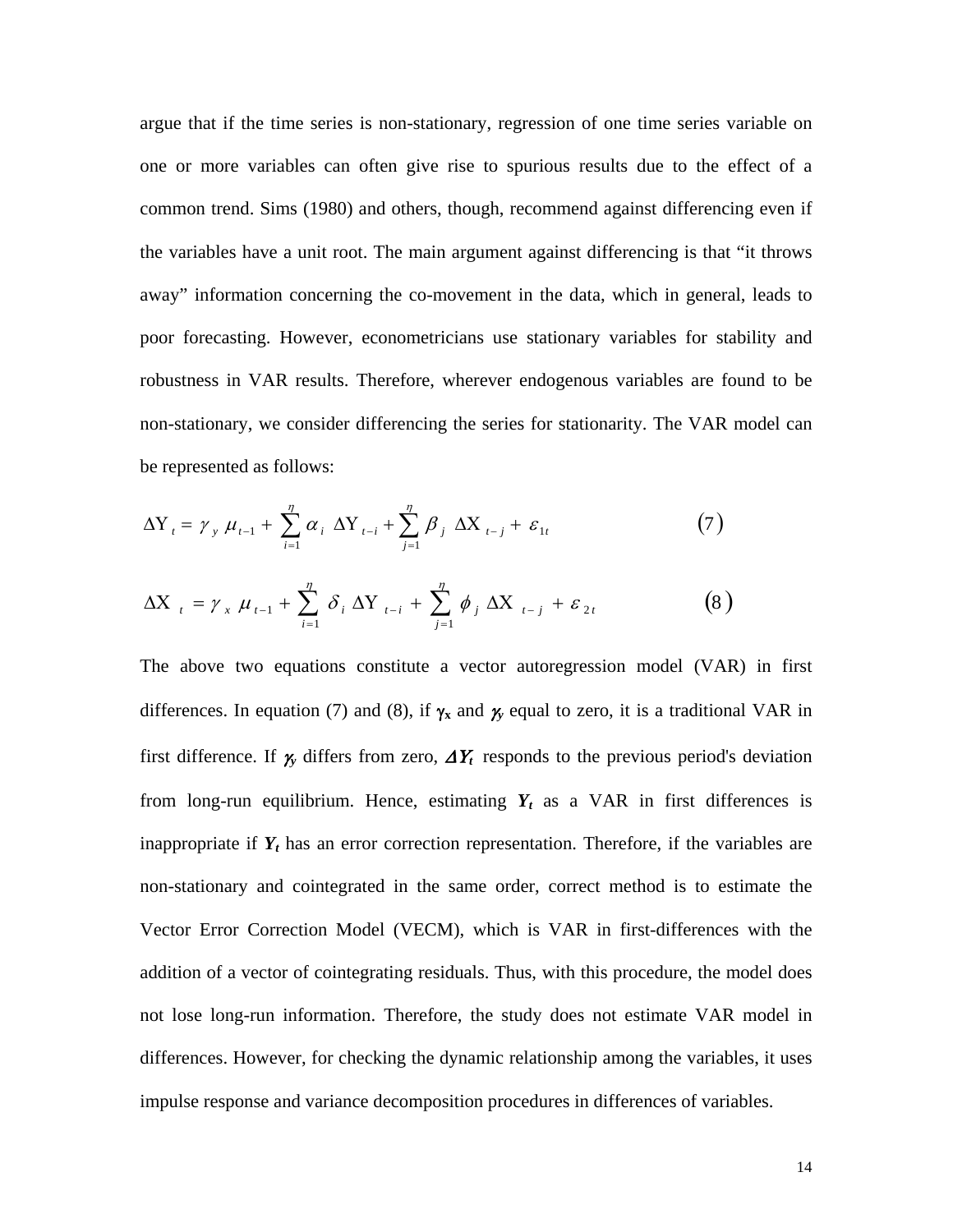argue that if the time series is non-stationary, regression of one time series variable on one or more variables can often give rise to spurious results due to the effect of a common trend. Sims (1980) and others, though, recommend against differencing even if the variables have a unit root. The main argument against differencing is that "it throws away" information concerning the co-movement in the data, which in general, leads to poor forecasting. However, econometricians use stationary variables for stability and robustness in VAR results. Therefore, wherever endogenous variables are found to be non-stationary, we consider differencing the series for stationarity. The VAR model can be represented as follows:

$$\Delta Y_t = \gamma_y \mu_{t-1} + \sum_{i=1}^{\eta} \alpha_i \Delta Y_{t-i} + \sum_{j=1}^{\eta} \beta_j \Delta X_{t-j} + \varepsilon_{1t} \qquad (7)$$

$$\Delta X_t = \gamma_x \mu_{t-1} + \sum_{i=1}^{\eta} \delta_i \Delta Y_{t-i} + \sum_{j=1}^{\eta} \phi_j \Delta X_{t-j} + \varepsilon_{2t} \qquad (8)$$

The above two equations constitute a vector autoregression model (VAR) in first differences. In equation (7) and (8), if $\gamma_x$ and $\gamma_y$ equal to zero, it is a traditional VAR in first difference. If $\gamma_y$ differs from zero, $\Delta Y_t$ responds to the previous period's deviation from long-run equilibrium. Hence, estimating $Y_t$ as a VAR in first differences is inappropriate if $Y_t$ has an error correction representation. Therefore, if the variables are non-stationary and cointegrated in the same order, correct method is to estimate the Vector Error Correction Model (VECM), which is VAR in first-differences with the addition of a vector of cointegrating residuals. Thus, with this procedure, the model does not lose long-run information. Therefore, the study does not estimate VAR model in differences. However, for checking the dynamic relationship among the variables, it uses impulse response and variance decomposition procedures in differences of variables.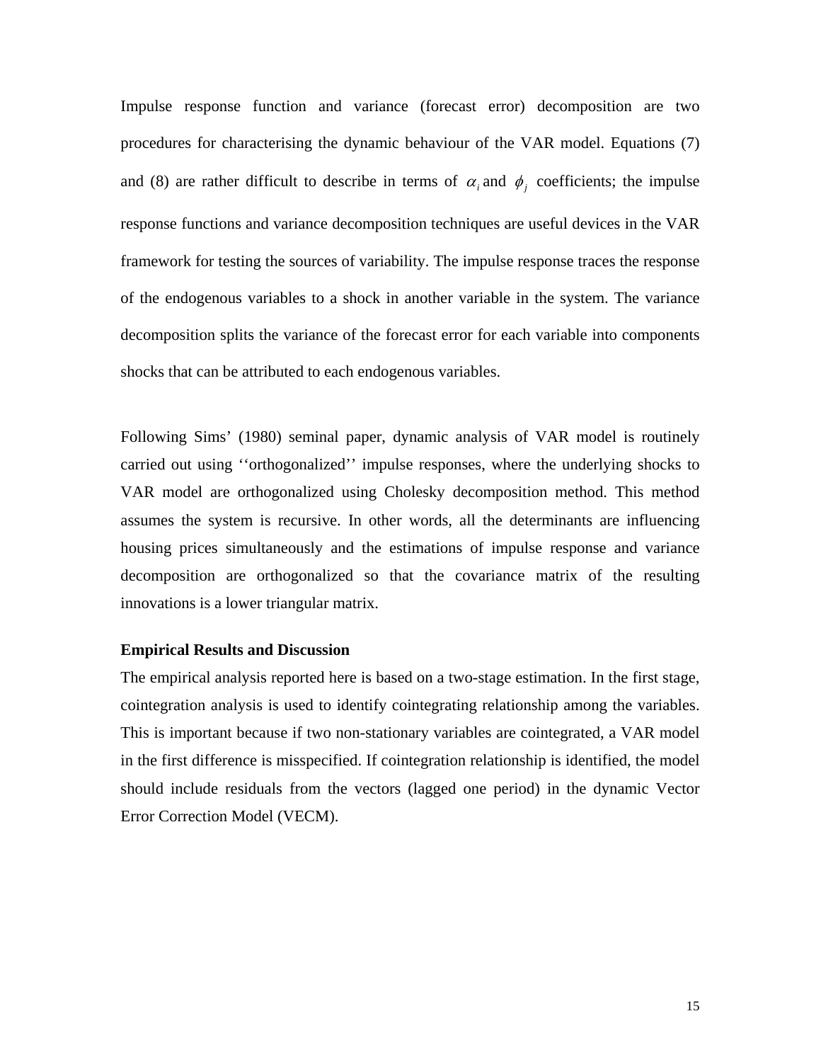Impulse response function and variance (forecast error) decomposition are two procedures for characterising the dynamic behaviour of the VAR model. Equations (7) and (8) are rather difficult to describe in terms of $\alpha_i$ and $\phi_j$ coefficients; the impulse response functions and variance decomposition techniques are useful devices in the VAR framework for testing the sources of variability. The impulse response traces the response of the endogenous variables to a shock in another variable in the system. The variance decomposition splits the variance of the forecast error for each variable into components shocks that can be attributed to each endogenous variables.

Following Sims' (1980) seminal paper, dynamic analysis of VAR model is routinely carried out using ''orthogonalized'' impulse responses, where the underlying shocks to VAR model are orthogonalized using Cholesky decomposition method. This method assumes the system is recursive. In other words, all the determinants are influencing housing prices simultaneously and the estimations of impulse response and variance decomposition are orthogonalized so that the covariance matrix of the resulting innovations is a lower triangular matrix.

**Empirical Results and Discussion**

The empirical analysis reported here is based on a two-stage estimation. In the first stage, cointegration analysis is used to identify cointegrating relationship among the variables. This is important because if two non-stationary variables are cointegrated, a VAR model in the first difference is misspecified. If cointegration relationship is identified, the model should include residuals from the vectors (lagged one period) in the dynamic Vector Error Correction Model (VECM).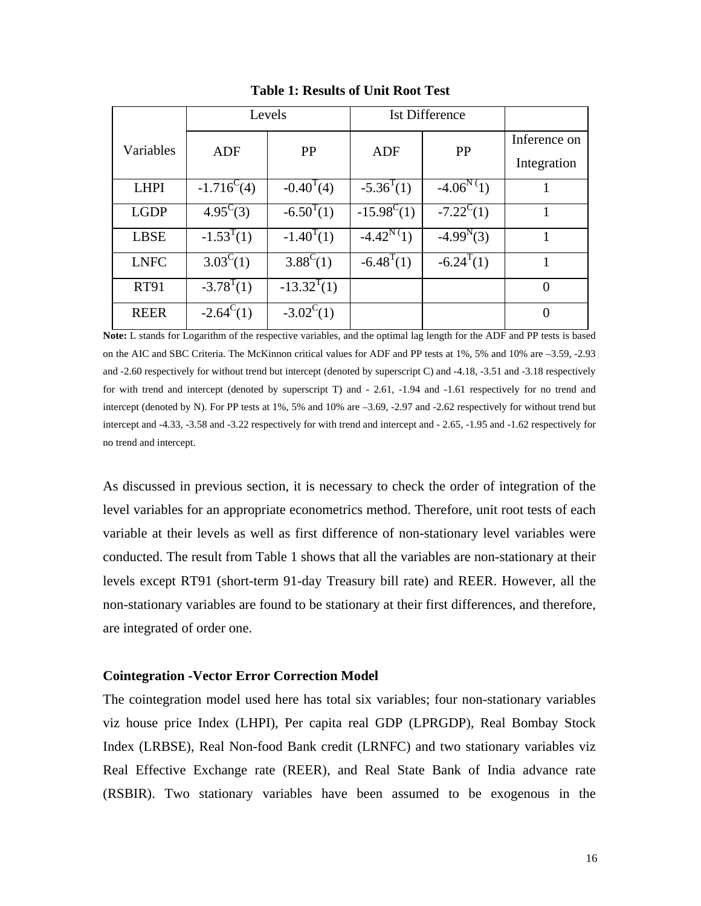**Table 1: Results of Unit Root Test**

| Variables | Levels | | Ist Difference | | Inference on Integration |
|---|---|---|---|---|---|
| | ADF | PP | ADF | PP | |
| LHPI | $-1.716^{C}(4)$ | $-0.40^{T}(4)$ | $-5.36^{T}(1)$ | $-4.06^{N}(1)$ | 1 |
| LGDP | $4.95^{C}(3)$ | $-6.50^{T}(1)$ | $-15.98^{C}(1)$ | $-7.22^{C}(1)$ | 1 |
| LBSE | $-1.53^{T}(1)$ | $-1.40^{T}(1)$ | $-4.42^{N}(1)$ | $-4.99^{N}(3)$ | 1 |
| LNFC | $3.03^{C}(1)$ | $3.88^{C}(1)$ | $-6.48^{T}(1)$ | $-6.24^{T}(1)$ | 1 |
| RT91 | $-3.78^{T}(1)$ | $-13.32^{T}(1)$ | | | 0 |
| REER | $-2.64^{C}(1)$ | $-3.02^{C}(1)$ | | | 0 |

**Note:** L stands for Logarithm of the respective variables, and the optimal lag length for the ADF and PP tests is based on the AIC and SBC Criteria. The McKinnon critical values for ADF and PP tests at 1%, 5% and 10% are –3.59, -2.93 and -2.60 respectively for without trend but intercept (denoted by superscript C) and -4.18, -3.51 and -3.18 respectively for with trend and intercept (denoted by superscript T) and - 2.61, -1.94 and -1.61 respectively for no trend and intercept (denoted by N). For PP tests at 1%, 5% and 10% are –3.69, -2.97 and -2.62 respectively for without trend but intercept and -4.33, -3.58 and -3.22 respectively for with trend and intercept and - 2.65, -1.95 and -1.62 respectively for no trend and intercept.

As discussed in previous section, it is necessary to check the order of integration of the level variables for an appropriate econometrics method. Therefore, unit root tests of each variable at their levels as well as first difference of non-stationary level variables were conducted. The result from Table 1 shows that all the variables are non-stationary at their levels except RT91 (short-term 91-day Treasury bill rate) and REER. However, all the non-stationary variables are found to be stationary at their first differences, and therefore, are integrated of order one.

### Cointegration -Vector Error Correction Model

The cointegration model used here has total six variables; four non-stationary variables viz house price Index (LHPI), Per capita real GDP (LPRGDP), Real Bombay Stock Index (LRBSE), Real Non-food Bank credit (LRNFC) and two stationary variables viz Real Effective Exchange rate (REER), and Real State Bank of India advance rate (RSBIR). Two stationary variables have been assumed to be exogenous in the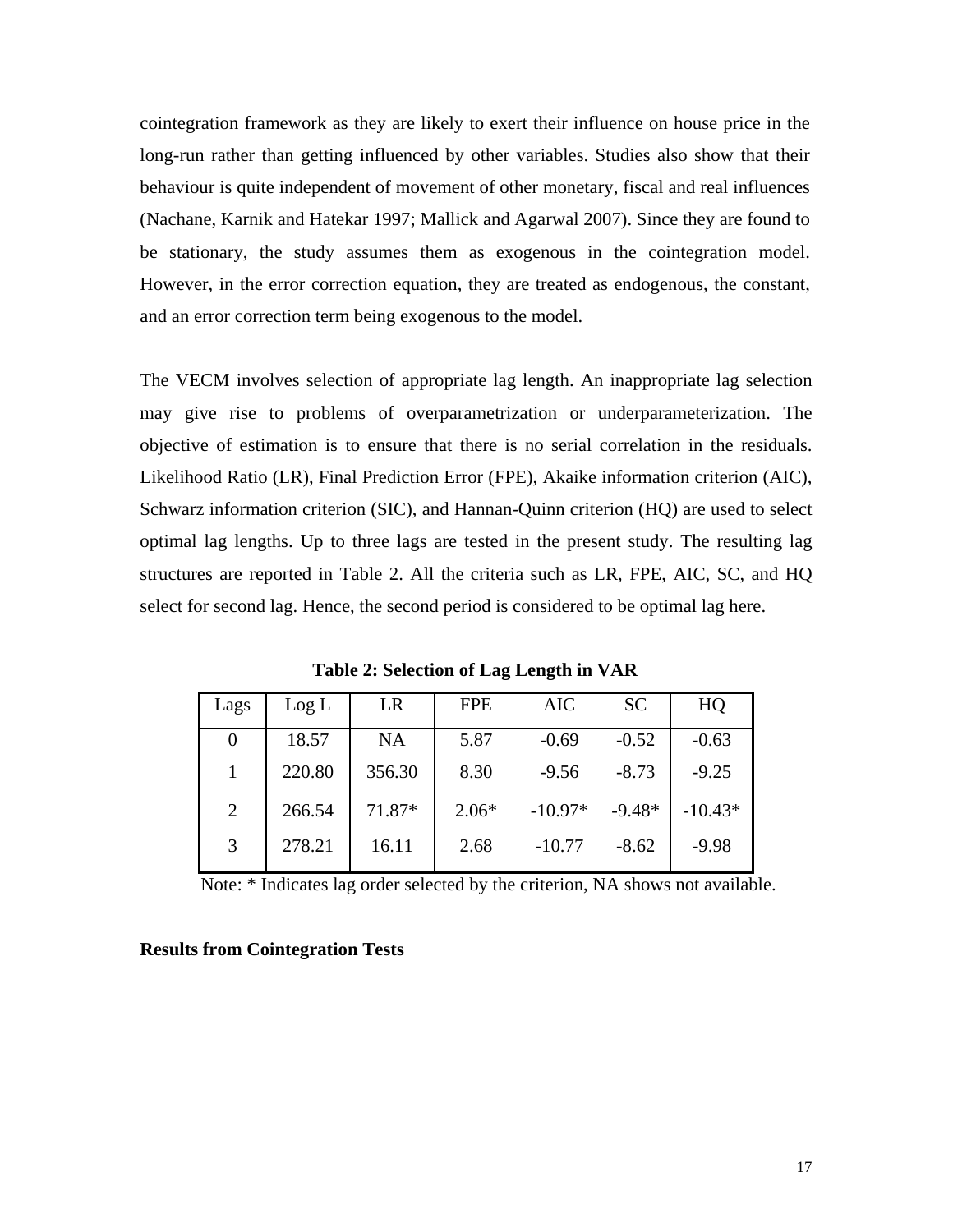cointegration framework as they are likely to exert their influence on house price in the long-run rather than getting influenced by other variables. Studies also show that their behaviour is quite independent of movement of other monetary, fiscal and real influences (Nachane, Karnik and Hatekar 1997; Mallick and Agarwal 2007). Since they are found to be stationary, the study assumes them as exogenous in the cointegration model. However, in the error correction equation, they are treated as endogenous, the constant, and an error correction term being exogenous to the model.

The VECM involves selection of appropriate lag length. An inappropriate lag selection may give rise to problems of overparametrization or underparameterization. The objective of estimation is to ensure that there is no serial correlation in the residuals. Likelihood Ratio (LR), Final Prediction Error (FPE), Akaike information criterion (AIC), Schwarz information criterion (SIC), and Hannan-Quinn criterion (HQ) are used to select optimal lag lengths. Up to three lags are tested in the present study. The resulting lag structures are reported in Table 2. All the criteria such as LR, FPE, AIC, SC, and HQ select for second lag. Hence, the second period is considered to be optimal lag here.

**Table 2: Selection of Lag Length in VAR**

| Lags | Log L | LR | FPE | AIC | SC | HQ |
|---|---|---|---|---|---|---|
| 0 | 18.57 | NA | 5.87 | -0.69 | -0.52 | -0.63 |
| 1 | 220.80 | 356.30 | 8.30 | -9.56 | -8.73 | -9.25 |
| 2 | 266.54 | 71.87* | 2.06* | -10.97* | -9.48* | -10.43* |
| 3 | 278.21 | 16.11 | 2.68 | -10.77 | -8.62 | -9.98 |

Note: * Indicates lag order selected by the criterion, NA shows not available.

**Results from Cointegration Tests**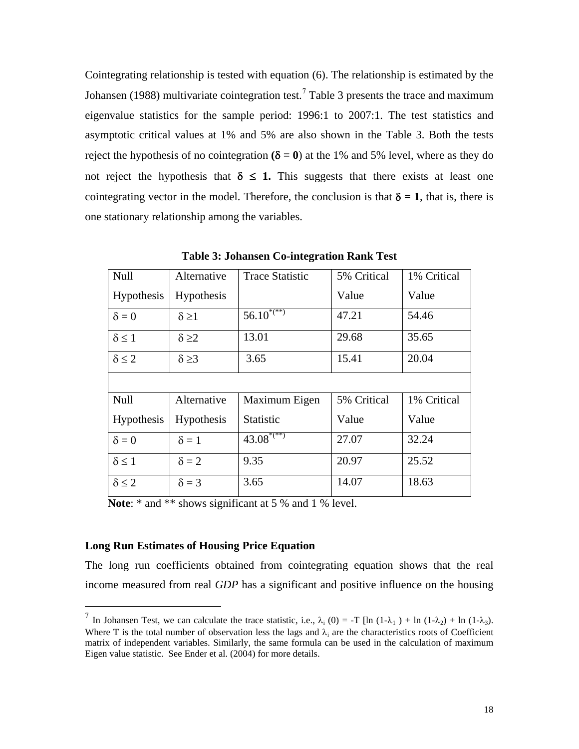Cointegrating relationship is tested with equation (6). The relationship is estimated by the Johansen (1988) multivariate cointegration test.[7] Table 3 presents the trace and maximum eigenvalue statistics for the sample period: 1996:1 to 2007:1. The test statistics and asymptotic critical values at 1% and 5% are also shown in the Table 3. Both the tests reject the hypothesis of no cointegration (**$\delta = 0$**) at the 1% and 5% level, where as they do not reject the hypothesis that **$\delta \leq 1$.** This suggests that there exists at least one cointegrating vector in the model. Therefore, the conclusion is that **$\delta = 1$**, that is, there is one stationary relationship among the variables.

**Table 3: Johansen Co-integration Rank Test**

| Null Hypothesis | Alternative Hypothesis | Trace Statistic | 5% Critical Value | 1% Critical Value |
|---|---|---|---|---|
| $\delta = 0$ | $\delta \geq 1$ | 56.10*(**) | 47.21 | 54.46 |
| $\delta \leq 1$ | $\delta \geq 2$ | 13.01 | 29.68 | 35.65 |
| $\delta \leq 2$ | $\delta \geq 3$ | 3.65 | 15.41 | 20.04 |
| | | | | |
| Null Hypothesis | Alternative Hypothesis | Maximum Eigen Statistic | 5% Critical Value | 1% Critical Value |
| $\delta = 0$ | $\delta = 1$ | 43.08*(**) | 27.07 | 32.24 |
| $\delta \leq 1$ | $\delta = 2$ | 9.35 | 20.97 | 25.52 |
| $\delta \leq 2$ | $\delta = 3$ | 3.65 | 14.07 | 18.63 |

**Note**: * and ** shows significant at 5 % and 1 % level.

### Long Run Estimates of Housing Price Equation

The long run coefficients obtained from cointegrating equation shows that the real income measured from real *GDP* has a significant and positive influence on the housing

---

[7] In Johansen Test, we can calculate the trace statistic, i.e., $\lambda_i\,(0) = -T\,[\ln(1-\lambda_1) + \ln(1-\lambda_2) + \ln(1-\lambda_3)$. Where T is the total number of observation less the lags and $\lambda_i$ are the characteristics roots of Coefficient matrix of independent variables. Similarly, the same formula can be used in the calculation of maximum Eigen value statistic. See Ender et al. (2004) for more details.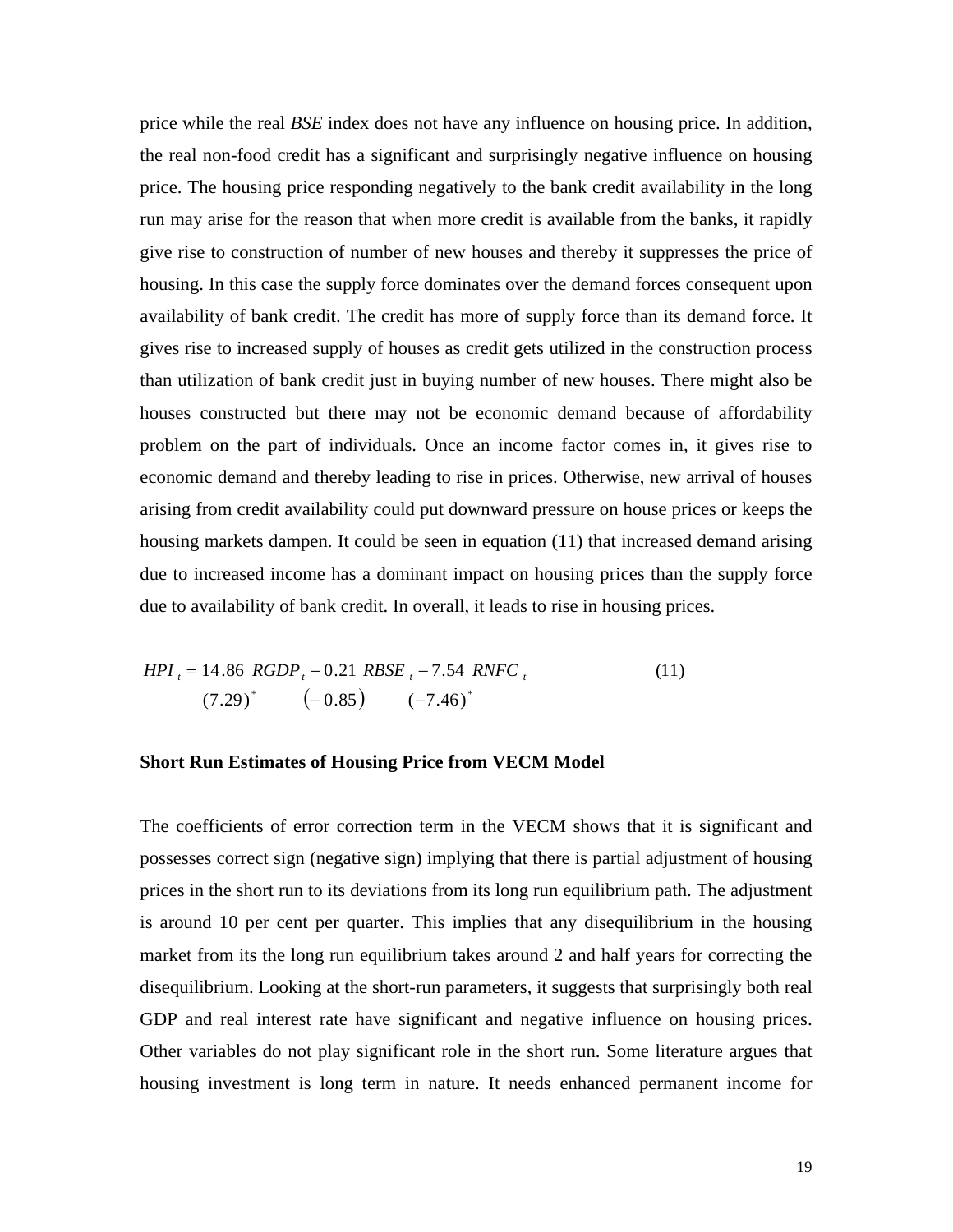price while the real *BSE* index does not have any influence on housing price. In addition, the real non-food credit has a significant and surprisingly negative influence on housing price. The housing price responding negatively to the bank credit availability in the long run may arise for the reason that when more credit is available from the banks, it rapidly give rise to construction of number of new houses and thereby it suppresses the price of housing. In this case the supply force dominates over the demand forces consequent upon availability of bank credit. The credit has more of supply force than its demand force. It gives rise to increased supply of houses as credit gets utilized in the construction process than utilization of bank credit just in buying number of new houses. There might also be houses constructed but there may not be economic demand because of affordability problem on the part of individuals. Once an income factor comes in, it gives rise to economic demand and thereby leading to rise in prices. Otherwise, new arrival of houses arising from credit availability could put downward pressure on house prices or keeps the housing markets dampen. It could be seen in equation (11) that increased demand arising due to increased income has a dominant impact on housing prices than the supply force due to availability of bank credit. In overall, it leads to rise in housing prices.

$$
\underset{}{HPI_t} = \underset{(7.29)^*}{14.86\ RGDP_t} - \underset{(-0.85)}{0.21\ RBSE_t} - \underset{(-7.46)^*}{7.54\ RNFC_t} \qquad (11)
$$

**Short Run Estimates of Housing Price from VECM Model**

The coefficients of error correction term in the VECM shows that it is significant and possesses correct sign (negative sign) implying that there is partial adjustment of housing prices in the short run to its deviations from its long run equilibrium path. The adjustment is around 10 per cent per quarter. This implies that any disequilibrium in the housing market from its the long run equilibrium takes around 2 and half years for correcting the disequilibrium. Looking at the short-run parameters, it suggests that surprisingly both real GDP and real interest rate have significant and negative influence on housing prices. Other variables do not play significant role in the short run. Some literature argues that housing investment is long term in nature. It needs enhanced permanent income for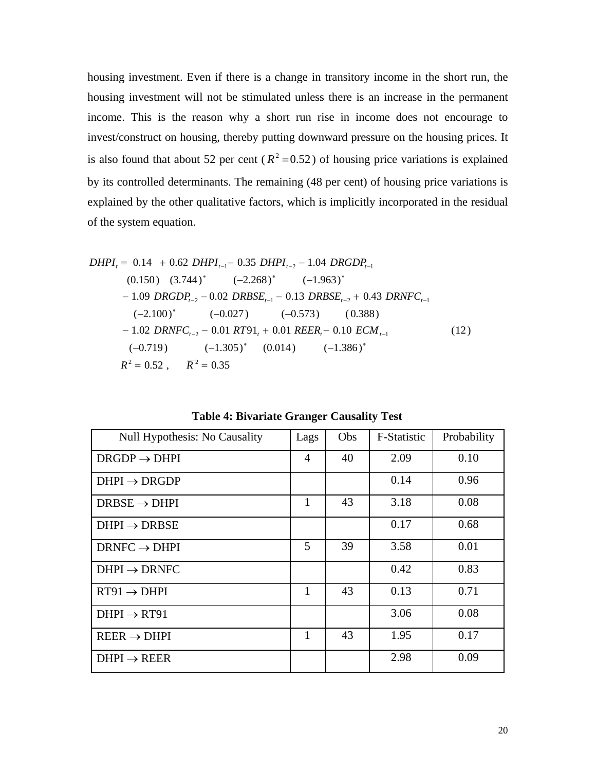housing investment. Even if there is a change in transitory income in the short run, the housing investment will not be stimulated unless there is an increase in the permanent income. This is the reason why a short run rise in income does not encourage to invest/construct on housing, thereby putting downward pressure on the housing prices. It is also found that about 52 per cent ($R^2 = 0.52$) of housing price variations is explained by its controlled determinants. The remaining (48 per cent) of housing price variations is explained by the other qualitative factors, which is implicitly incorporated in the residual of the system equation.

$$
\begin{aligned}
DHPI_t = \; & 0.14 \; + 0.62 \; DHPI_{t-1} - 0.35 \; DHPI_{t-2} - 1.04 \; DRGDP_{t-1} \\
& (0.150) \quad (3.744)^{*} \qquad (-2.268)^{*} \qquad (-1.963)^{*} \\
& - 1.09 \; DRGDP_{t-2} - 0.02 \; DRBSE_{t-1} - 0.13 \; DRBSE_{t-2} + 0.43 \; DRNFC_{t-1} \\
& \quad (-2.100)^{*} \qquad (-0.027) \qquad (-0.573) \qquad (0.388) \\
& - 1.02 \; DRNFC_{t-2} - 0.01 \; RT91_t + 0.01 \; REER_t - 0.10 \; ECM_{t-1} \qquad\qquad (12) \\
& \quad (-0.719) \qquad (-1.305)^{*} \quad (0.014) \qquad (-1.386)^{*} \\
& R^2 = 0.52 \,, \qquad \overline{R}^2 = 0.35
\end{aligned}
$$

**Table 4: Bivariate Granger Causality Test**

| Null Hypothesis: No Causality | Lags | Obs | F-Statistic | Probability |
|---|---|---|---|---|
| DRGDP $\rightarrow$ DHPI | 4 | 40 | 2.09 | 0.10 |
| DHPI $\rightarrow$ DRGDP | | | 0.14 | 0.96 |
| DRBSE $\rightarrow$ DHPI | 1 | 43 | 3.18 | 0.08 |
| DHPI $\rightarrow$ DRBSE | | | 0.17 | 0.68 |
| DRNFC $\rightarrow$ DHPI | 5 | 39 | 3.58 | 0.01 |
| DHPI $\rightarrow$ DRNFC | | | 0.42 | 0.83 |
| RT91 $\rightarrow$ DHPI | 1 | 43 | 0.13 | 0.71 |
| DHPI $\rightarrow$ RT91 | | | 3.06 | 0.08 |
| REER $\rightarrow$ DHPI | 1 | 43 | 1.95 | 0.17 |
| DHPI $\rightarrow$ REER | | | 2.98 | 0.09 |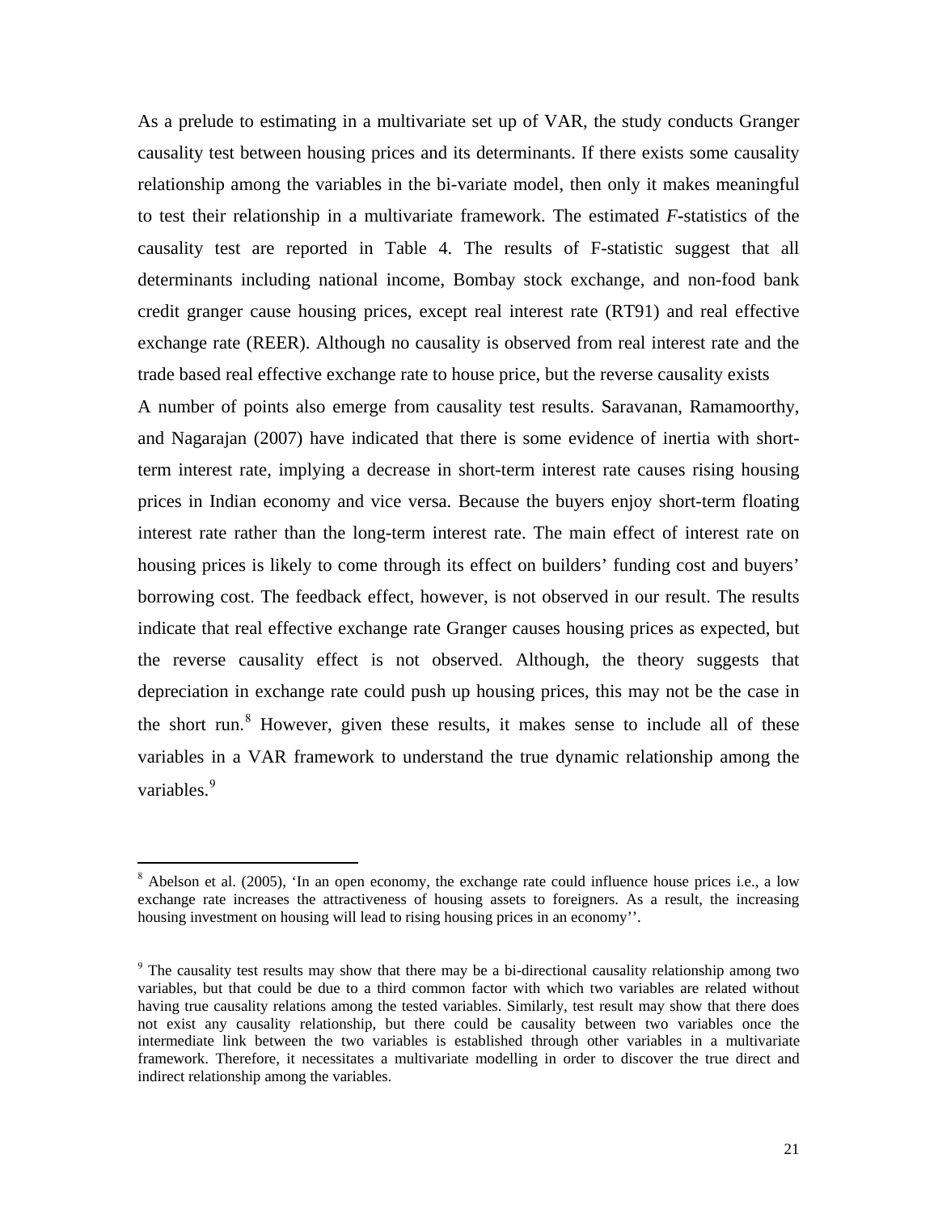As a prelude to estimating in a multivariate set up of VAR, the study conducts Granger causality test between housing prices and its determinants. If there exists some causality relationship among the variables in the bi-variate model, then only it makes meaningful to test their relationship in a multivariate framework. The estimated *F*-statistics of the causality test are reported in Table 4. The results of F-statistic suggest that all determinants including national income, Bombay stock exchange, and non-food bank credit granger cause housing prices, except real interest rate (RT91) and real effective exchange rate (REER). Although no causality is observed from real interest rate and the trade based real effective exchange rate to house price, but the reverse causality exists

A number of points also emerge from causality test results. Saravanan, Ramamoorthy, and Nagarajan (2007) have indicated that there is some evidence of inertia with short-term interest rate, implying a decrease in short-term interest rate causes rising housing prices in Indian economy and vice versa. Because the buyers enjoy short-term floating interest rate rather than the long-term interest rate. The main effect of interest rate on housing prices is likely to come through its effect on builders' funding cost and buyers' borrowing cost. The feedback effect, however, is not observed in our result. The results indicate that real effective exchange rate Granger causes housing prices as expected, but the reverse causality effect is not observed. Although, the theory suggests that depreciation in exchange rate could push up housing prices, this may not be the case in the short run.[8] However, given these results, it makes sense to include all of these variables in a VAR framework to understand the true dynamic relationship among the variables.[9]

---

[8] Abelson et al. (2005), 'In an open economy, the exchange rate could influence house prices i.e., a low exchange rate increases the attractiveness of housing assets to foreigners. As a result, the increasing housing investment on housing will lead to rising housing prices in an economy''.

[9] The causality test results may show that there may be a bi-directional causality relationship among two variables, but that could be due to a third common factor with which two variables are related without having true causality relations among the tested variables. Similarly, test result may show that there does not exist any causality relationship, but there could be causality between two variables once the intermediate link between the two variables is established through other variables in a multivariate framework. Therefore, it necessitates a multivariate modelling in order to discover the true direct and indirect relationship among the variables.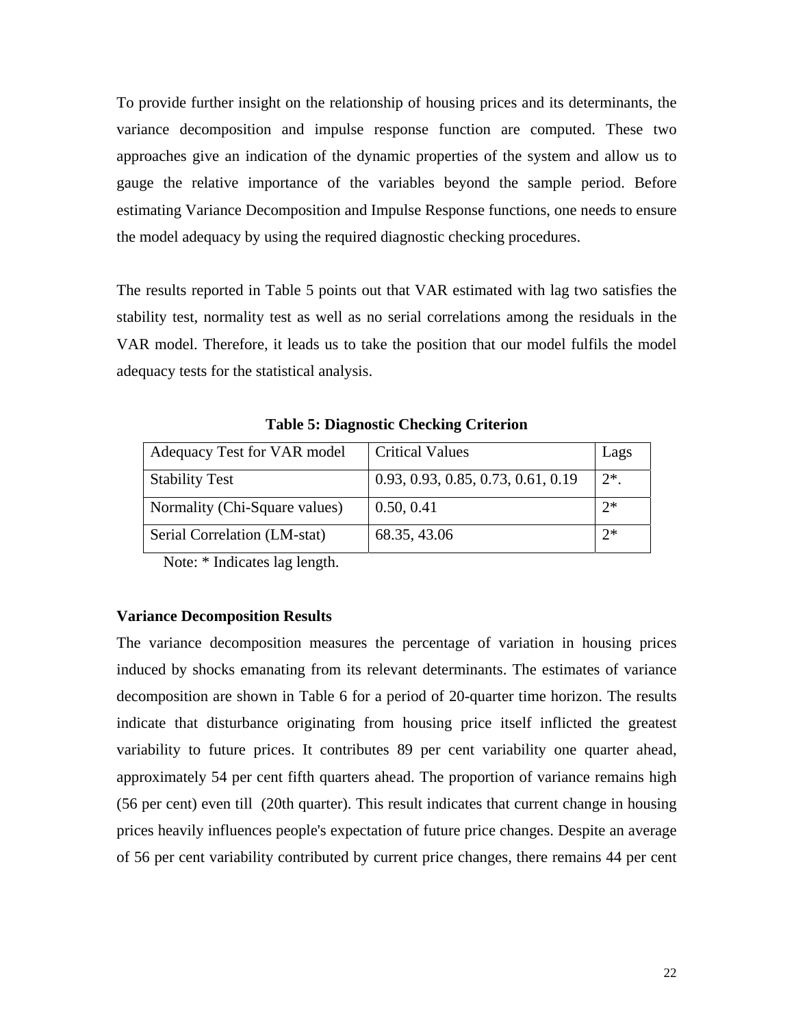To provide further insight on the relationship of housing prices and its determinants, the variance decomposition and impulse response function are computed. These two approaches give an indication of the dynamic properties of the system and allow us to gauge the relative importance of the variables beyond the sample period. Before estimating Variance Decomposition and Impulse Response functions, one needs to ensure the model adequacy by using the required diagnostic checking procedures.

The results reported in Table 5 points out that VAR estimated with lag two satisfies the stability test, normality test as well as no serial correlations among the residuals in the VAR model. Therefore, it leads us to take the position that our model fulfils the model adequacy tests for the statistical analysis.

**Table 5: Diagnostic Checking Criterion**

| Adequacy Test for VAR model | Critical Values | Lags |
|---|---|---|
| Stability Test | 0.93, 0.93, 0.85, 0.73, 0.61, 0.19 | 2*. |
| Normality (Chi-Square values) | 0.50, 0.41 | 2* |
| Serial Correlation (LM-stat) | 68.35, 43.06 | 2* |

Note: * Indicates lag length.

**Variance Decomposition Results**

The variance decomposition measures the percentage of variation in housing prices induced by shocks emanating from its relevant determinants. The estimates of variance decomposition are shown in Table 6 for a period of 20-quarter time horizon. The results indicate that disturbance originating from housing price itself inflicted the greatest variability to future prices. It contributes 89 per cent variability one quarter ahead, approximately 54 per cent fifth quarters ahead. The proportion of variance remains high (56 per cent) even till (20th quarter). This result indicates that current change in housing prices heavily influences people's expectation of future price changes. Despite an average of 56 per cent variability contributed by current price changes, there remains 44 per cent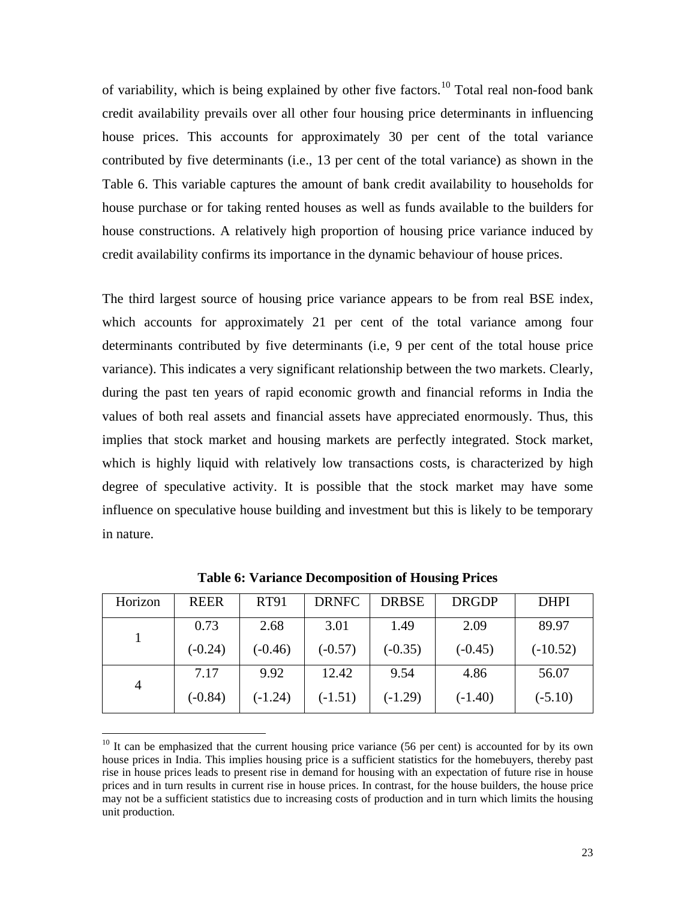of variability, which is being explained by other five factors.[10] Total real non-food bank credit availability prevails over all other four housing price determinants in influencing house prices. This accounts for approximately 30 per cent of the total variance contributed by five determinants (i.e., 13 per cent of the total variance) as shown in the Table 6. This variable captures the amount of bank credit availability to households for house purchase or for taking rented houses as well as funds available to the builders for house constructions. A relatively high proportion of housing price variance induced by credit availability confirms its importance in the dynamic behaviour of house prices.

The third largest source of housing price variance appears to be from real BSE index, which accounts for approximately 21 per cent of the total variance among four determinants contributed by five determinants (i.e, 9 per cent of the total house price variance). This indicates a very significant relationship between the two markets. Clearly, during the past ten years of rapid economic growth and financial reforms in India the values of both real assets and financial assets have appreciated enormously. Thus, this implies that stock market and housing markets are perfectly integrated. Stock market, which is highly liquid with relatively low transactions costs, is characterized by high degree of speculative activity. It is possible that the stock market may have some influence on speculative house building and investment but this is likely to be temporary in nature.

**Table 6: Variance Decomposition of Housing Prices**

| Horizon | REER | RT91 | DRNFC | DRBSE | DRGDP | DHPI |
|---|---|---|---|---|---|---|
| 1 | 0.73 | 2.68 | 3.01 | 1.49 | 2.09 | 89.97 |
| | (-0.24) | (-0.46) | (-0.57) | (-0.35) | (-0.45) | (-10.52) |
| 4 | 7.17 | 9.92 | 12.42 | 9.54 | 4.86 | 56.07 |
| | (-0.84) | (-1.24) | (-1.51) | (-1.29) | (-1.40) | (-5.10) |

[10] It can be emphasized that the current housing price variance (56 per cent) is accounted for by its own house prices in India. This implies housing price is a sufficient statistics for the homebuyers, thereby past rise in house prices leads to present rise in demand for housing with an expectation of future rise in house prices and in turn results in current rise in house prices. In contrast, for the house builders, the house price may not be a sufficient statistics due to increasing costs of production and in turn which limits the housing unit production.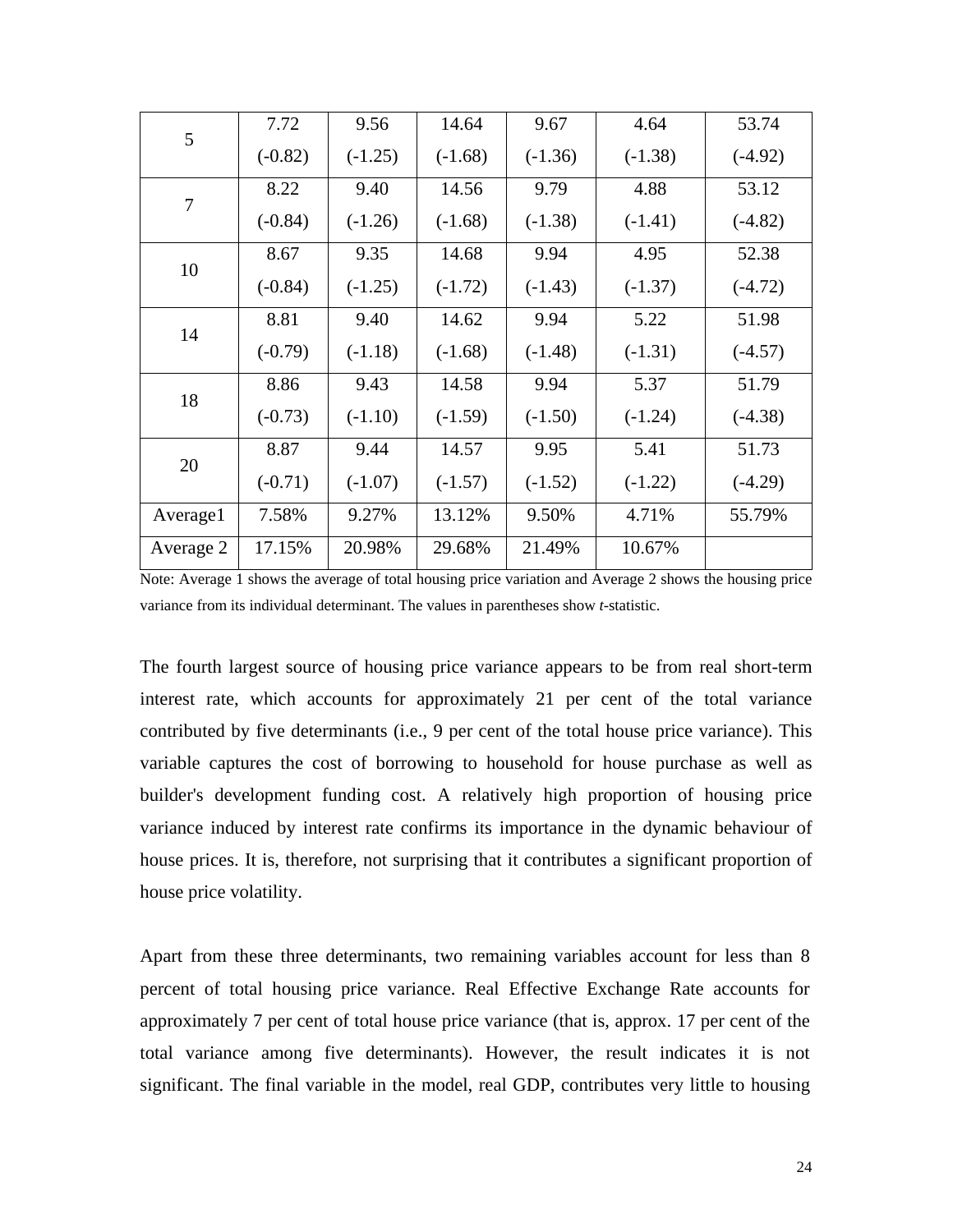| | | | | | | |
|---|---|---|---|---|---|---|
| 5 | 7.72<br>(-0.82) | 9.56<br>(-1.25) | 14.64<br>(-1.68) | 9.67<br>(-1.36) | 4.64<br>(-1.38) | 53.74<br>(-4.92) |
| 7 | 8.22<br>(-0.84) | 9.40<br>(-1.26) | 14.56<br>(-1.68) | 9.79<br>(-1.38) | 4.88<br>(-1.41) | 53.12<br>(-4.82) |
| 10 | 8.67<br>(-0.84) | 9.35<br>(-1.25) | 14.68<br>(-1.72) | 9.94<br>(-1.43) | 4.95<br>(-1.37) | 52.38<br>(-4.72) |
| 14 | 8.81<br>(-0.79) | 9.40<br>(-1.18) | 14.62<br>(-1.68) | 9.94<br>(-1.48) | 5.22<br>(-1.31) | 51.98<br>(-4.57) |
| 18 | 8.86<br>(-0.73) | 9.43<br>(-1.10) | 14.58<br>(-1.59) | 9.94<br>(-1.50) | 5.37<br>(-1.24) | 51.79<br>(-4.38) |
| 20 | 8.87<br>(-0.71) | 9.44<br>(-1.07) | 14.57<br>(-1.57) | 9.95<br>(-1.52) | 5.41<br>(-1.22) | 51.73<br>(-4.29) |
| Average1 | 7.58% | 9.27% | 13.12% | 9.50% | 4.71% | 55.79% |
| Average 2 | 17.15% | 20.98% | 29.68% | 21.49% | 10.67% | |

Note: Average 1 shows the average of total housing price variation and Average 2 shows the housing price variance from its individual determinant. The values in parentheses show *t*-statistic.

The fourth largest source of housing price variance appears to be from real short-term interest rate, which accounts for approximately 21 per cent of the total variance contributed by five determinants (i.e., 9 per cent of the total house price variance). This variable captures the cost of borrowing to household for house purchase as well as builder's development funding cost. A relatively high proportion of housing price variance induced by interest rate confirms its importance in the dynamic behaviour of house prices. It is, therefore, not surprising that it contributes a significant proportion of house price volatility.

Apart from these three determinants, two remaining variables account for less than 8 percent of total housing price variance. Real Effective Exchange Rate accounts for approximately 7 per cent of total house price variance (that is, approx. 17 per cent of the total variance among five determinants). However, the result indicates it is not significant. The final variable in the model, real GDP, contributes very little to housing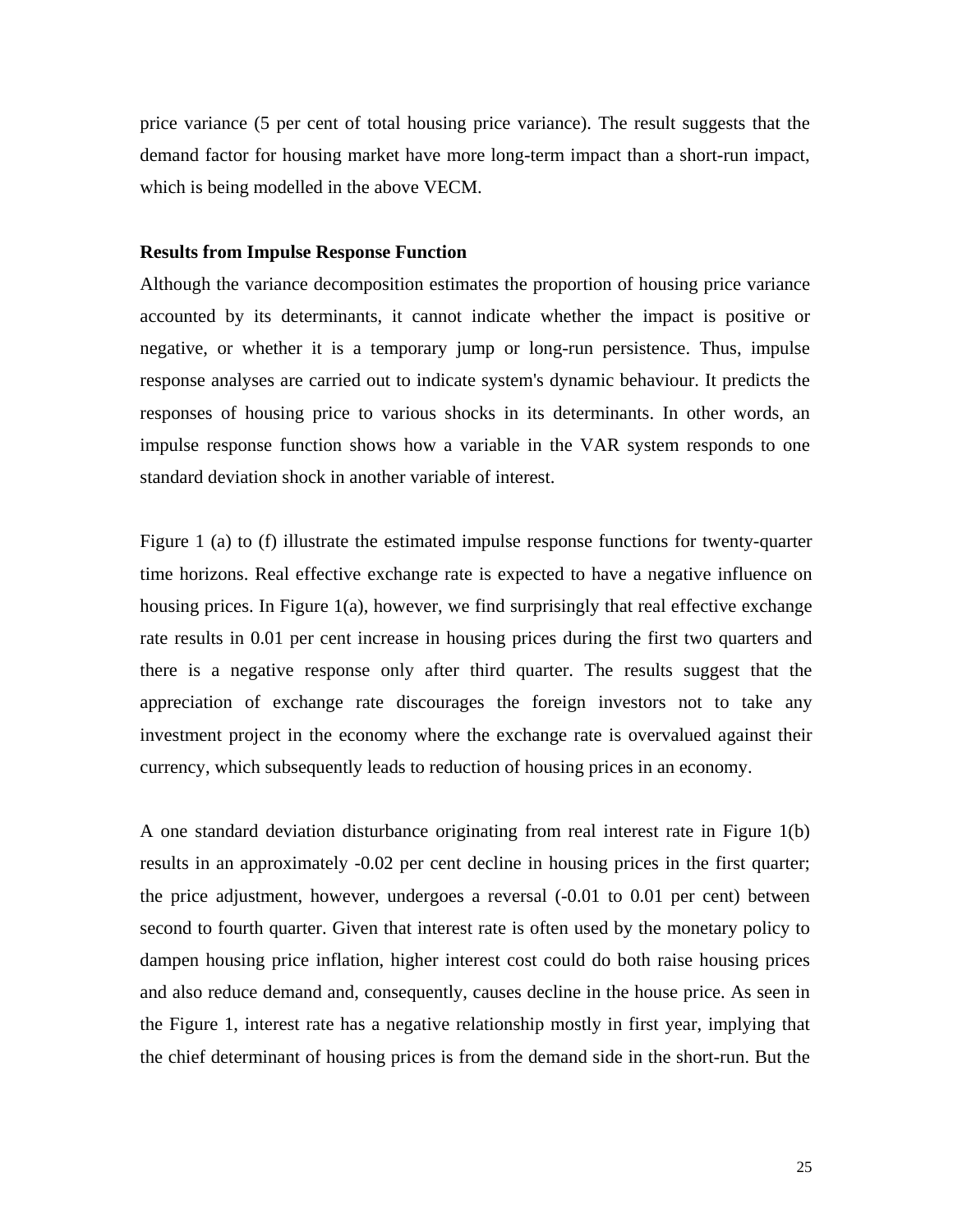price variance (5 per cent of total housing price variance). The result suggests that the demand factor for housing market have more long-term impact than a short-run impact, which is being modelled in the above VECM.

**Results from Impulse Response Function**

Although the variance decomposition estimates the proportion of housing price variance accounted by its determinants, it cannot indicate whether the impact is positive or negative, or whether it is a temporary jump or long-run persistence. Thus, impulse response analyses are carried out to indicate system's dynamic behaviour. It predicts the responses of housing price to various shocks in its determinants. In other words, an impulse response function shows how a variable in the VAR system responds to one standard deviation shock in another variable of interest.

Figure 1 (a) to (f) illustrate the estimated impulse response functions for twenty-quarter time horizons. Real effective exchange rate is expected to have a negative influence on housing prices. In Figure 1(a), however, we find surprisingly that real effective exchange rate results in 0.01 per cent increase in housing prices during the first two quarters and there is a negative response only after third quarter. The results suggest that the appreciation of exchange rate discourages the foreign investors not to take any investment project in the economy where the exchange rate is overvalued against their currency, which subsequently leads to reduction of housing prices in an economy.

A one standard deviation disturbance originating from real interest rate in Figure 1(b) results in an approximately -0.02 per cent decline in housing prices in the first quarter; the price adjustment, however, undergoes a reversal (-0.01 to 0.01 per cent) between second to fourth quarter. Given that interest rate is often used by the monetary policy to dampen housing price inflation, higher interest cost could do both raise housing prices and also reduce demand and, consequently, causes decline in the house price. As seen in the Figure 1, interest rate has a negative relationship mostly in first year, implying that the chief determinant of housing prices is from the demand side in the short-run. But the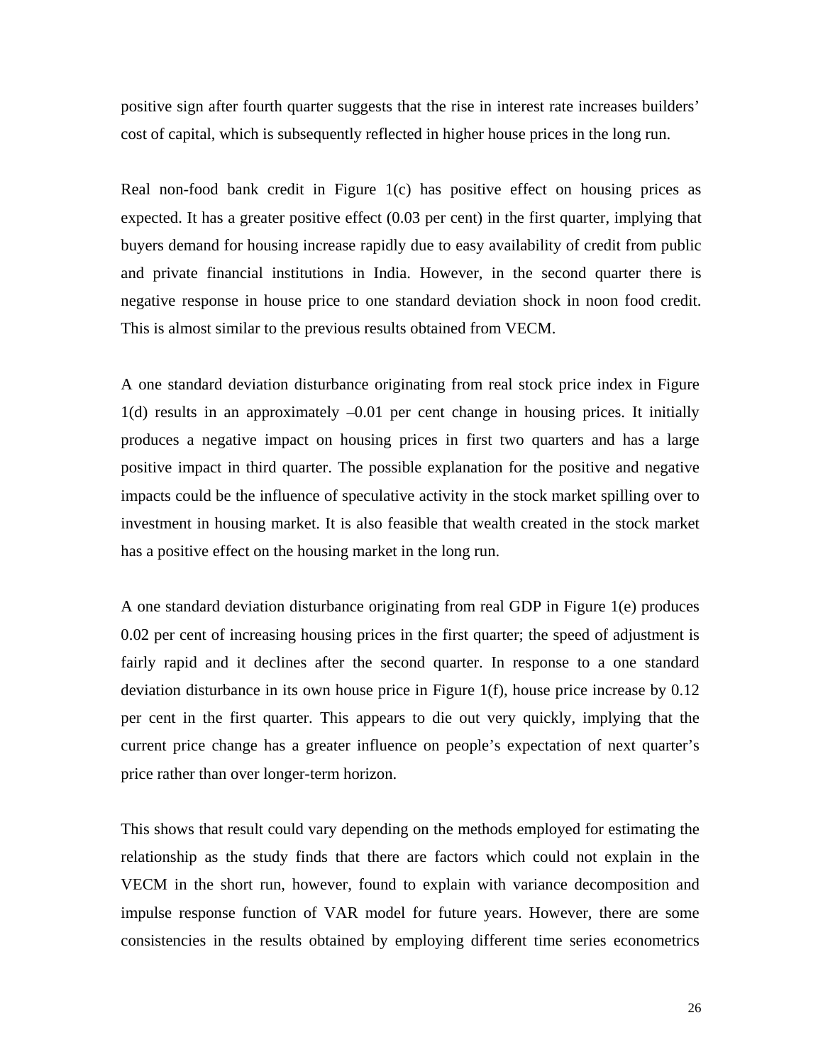positive sign after fourth quarter suggests that the rise in interest rate increases builders' cost of capital, which is subsequently reflected in higher house prices in the long run.

Real non-food bank credit in Figure 1(c) has positive effect on housing prices as expected. It has a greater positive effect (0.03 per cent) in the first quarter, implying that buyers demand for housing increase rapidly due to easy availability of credit from public and private financial institutions in India. However, in the second quarter there is negative response in house price to one standard deviation shock in noon food credit. This is almost similar to the previous results obtained from VECM.

A one standard deviation disturbance originating from real stock price index in Figure 1(d) results in an approximately –0.01 per cent change in housing prices. It initially produces a negative impact on housing prices in first two quarters and has a large positive impact in third quarter. The possible explanation for the positive and negative impacts could be the influence of speculative activity in the stock market spilling over to investment in housing market. It is also feasible that wealth created in the stock market has a positive effect on the housing market in the long run.

A one standard deviation disturbance originating from real GDP in Figure 1(e) produces 0.02 per cent of increasing housing prices in the first quarter; the speed of adjustment is fairly rapid and it declines after the second quarter. In response to a one standard deviation disturbance in its own house price in Figure 1(f), house price increase by 0.12 per cent in the first quarter. This appears to die out very quickly, implying that the current price change has a greater influence on people's expectation of next quarter's price rather than over longer-term horizon.

This shows that result could vary depending on the methods employed for estimating the relationship as the study finds that there are factors which could not explain in the VECM in the short run, however, found to explain with variance decomposition and impulse response function of VAR model for future years. However, there are some consistencies in the results obtained by employing different time series econometrics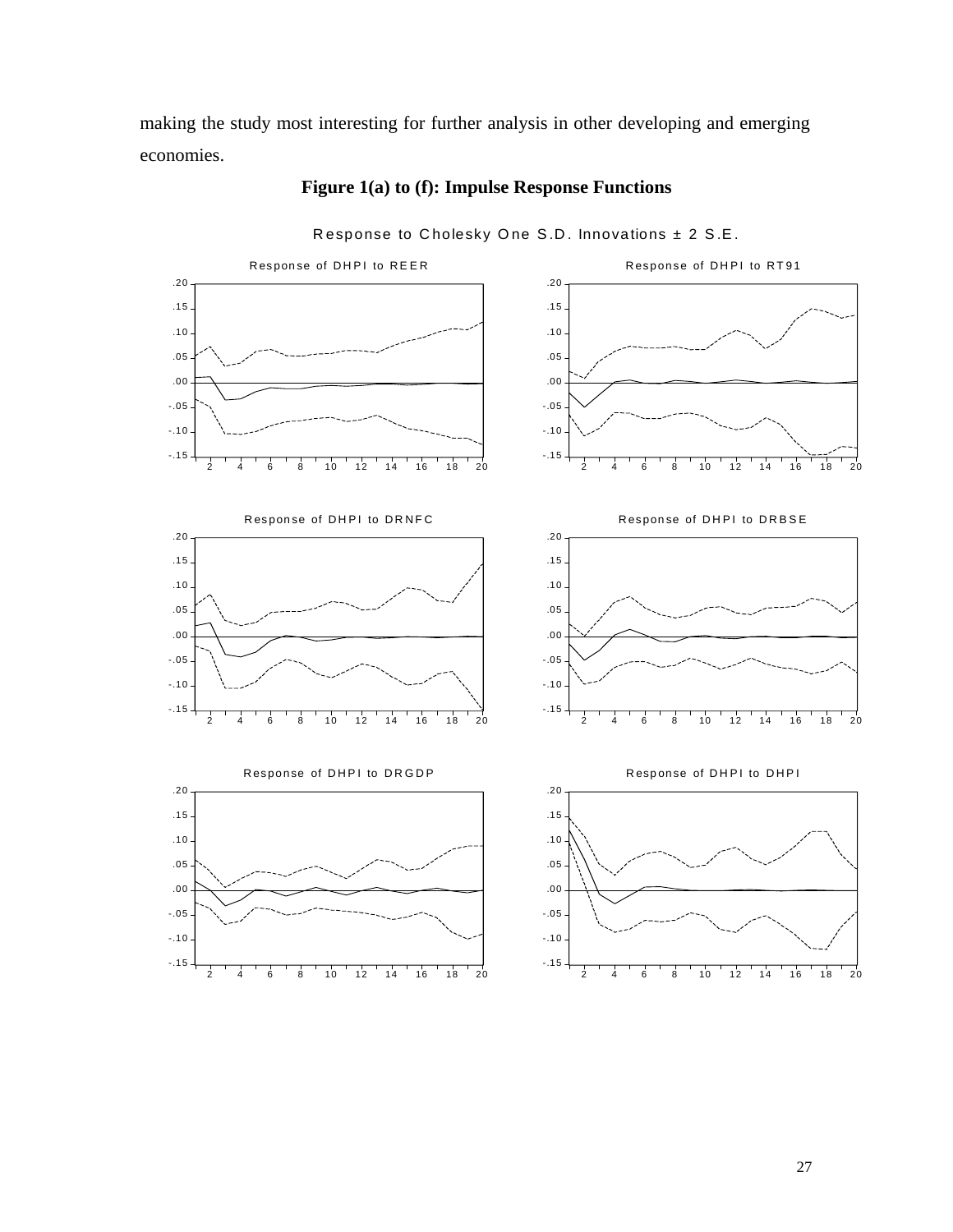making the study most interesting for further analysis in other developing and emerging economies.

**Figure 1(a) to (f): Impulse Response Functions**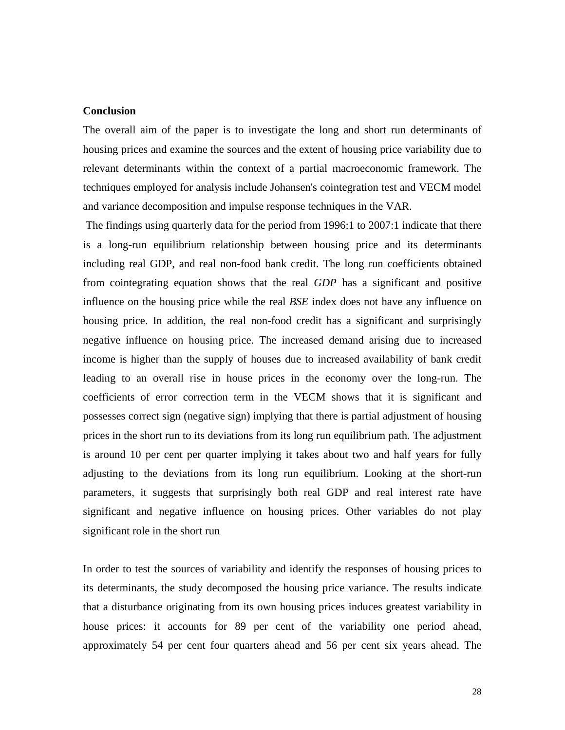**Conclusion**

The overall aim of the paper is to investigate the long and short run determinants of housing prices and examine the sources and the extent of housing price variability due to relevant determinants within the context of a partial macroeconomic framework. The techniques employed for analysis include Johansen's cointegration test and VECM model and variance decomposition and impulse response techniques in the VAR.

The findings using quarterly data for the period from 1996:1 to 2007:1 indicate that there is a long-run equilibrium relationship between housing price and its determinants including real GDP, and real non-food bank credit. The long run coefficients obtained from cointegrating equation shows that the real *GDP* has a significant and positive influence on the housing price while the real *BSE* index does not have any influence on housing price. In addition, the real non-food credit has a significant and surprisingly negative influence on housing price. The increased demand arising due to increased income is higher than the supply of houses due to increased availability of bank credit leading to an overall rise in house prices in the economy over the long-run. The coefficients of error correction term in the VECM shows that it is significant and possesses correct sign (negative sign) implying that there is partial adjustment of housing prices in the short run to its deviations from its long run equilibrium path. The adjustment is around 10 per cent per quarter implying it takes about two and half years for fully adjusting to the deviations from its long run equilibrium. Looking at the short-run parameters, it suggests that surprisingly both real GDP and real interest rate have significant and negative influence on housing prices. Other variables do not play significant role in the short run

In order to test the sources of variability and identify the responses of housing prices to its determinants, the study decomposed the housing price variance. The results indicate that a disturbance originating from its own housing prices induces greatest variability in house prices: it accounts for 89 per cent of the variability one period ahead, approximately 54 per cent four quarters ahead and 56 per cent six years ahead. The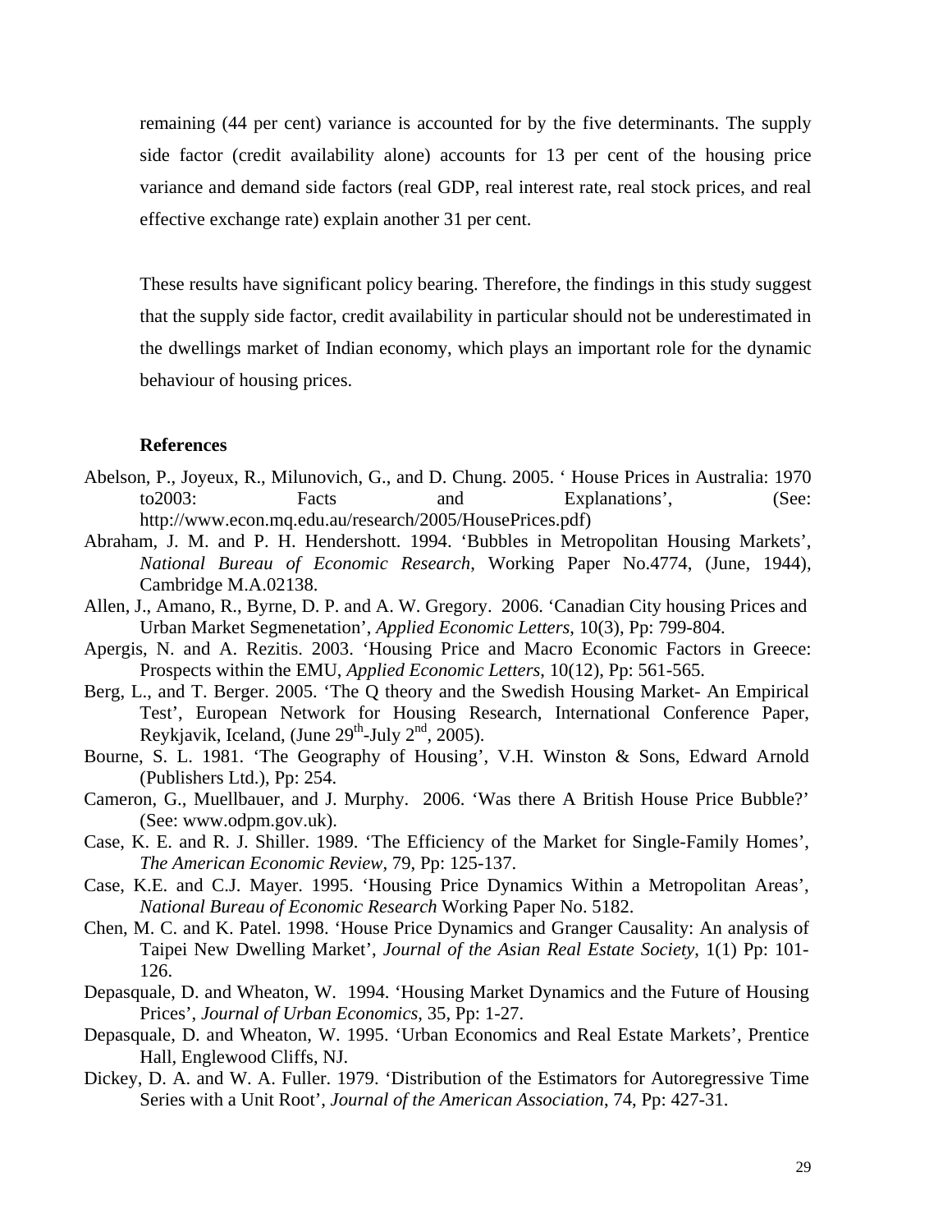remaining (44 per cent) variance is accounted for by the five determinants. The supply side factor (credit availability alone) accounts for 13 per cent of the housing price variance and demand side factors (real GDP, real interest rate, real stock prices, and real effective exchange rate) explain another 31 per cent.

These results have significant policy bearing. Therefore, the findings in this study suggest that the supply side factor, credit availability in particular should not be underestimated in the dwellings market of Indian economy, which plays an important role for the dynamic behaviour of housing prices.

**References**

Abelson, P., Joyeux, R., Milunovich, G., and D. Chung. 2005. ' House Prices in Australia: 1970 to2003: Facts and Explanations', (See: http://www.econ.mq.edu.au/research/2005/HousePrices.pdf)

Abraham, J. M. and P. H. Hendershott. 1994. 'Bubbles in Metropolitan Housing Markets', *National Bureau of Economic Research*, Working Paper No.4774, (June, 1944), Cambridge M.A.02138.

Allen, J., Amano, R., Byrne, D. P. and A. W. Gregory. 2006. 'Canadian City housing Prices and Urban Market Segmenetation', *Applied Economic Letters*, 10(3), Pp: 799-804.

Apergis, N. and A. Rezitis. 2003. 'Housing Price and Macro Economic Factors in Greece: Prospects within the EMU, *Applied Economic Letters*, 10(12), Pp: 561-565.

Berg, L., and T. Berger. 2005. 'The Q theory and the Swedish Housing Market- An Empirical Test', European Network for Housing Research, International Conference Paper, Reykjavik, Iceland, (June 29th-July 2nd, 2005).

Bourne, S. L. 1981. 'The Geography of Housing', V.H. Winston & Sons, Edward Arnold (Publishers Ltd.), Pp: 254.

Cameron, G., Muellbauer, and J. Murphy. 2006. 'Was there A British House Price Bubble?' (See: www.odpm.gov.uk).

Case, K. E. and R. J. Shiller. 1989. 'The Efficiency of the Market for Single-Family Homes', *The American Economic Review*, 79, Pp: 125-137.

Case, K.E. and C.J. Mayer. 1995. 'Housing Price Dynamics Within a Metropolitan Areas', *National Bureau of Economic Research* Working Paper No. 5182.

Chen, M. C. and K. Patel. 1998. 'House Price Dynamics and Granger Causality: An analysis of Taipei New Dwelling Market', *Journal of the Asian Real Estate Society*, 1(1) Pp: 101-126.

Depasquale, D. and Wheaton, W. 1994. 'Housing Market Dynamics and the Future of Housing Prices', *Journal of Urban Economics*, 35, Pp: 1-27.

Depasquale, D. and Wheaton, W. 1995. 'Urban Economics and Real Estate Markets', Prentice Hall, Englewood Cliffs, NJ.

Dickey, D. A. and W. A. Fuller. 1979. 'Distribution of the Estimators for Autoregressive Time Series with a Unit Root', *Journal of the American Association*, 74, Pp: 427-31.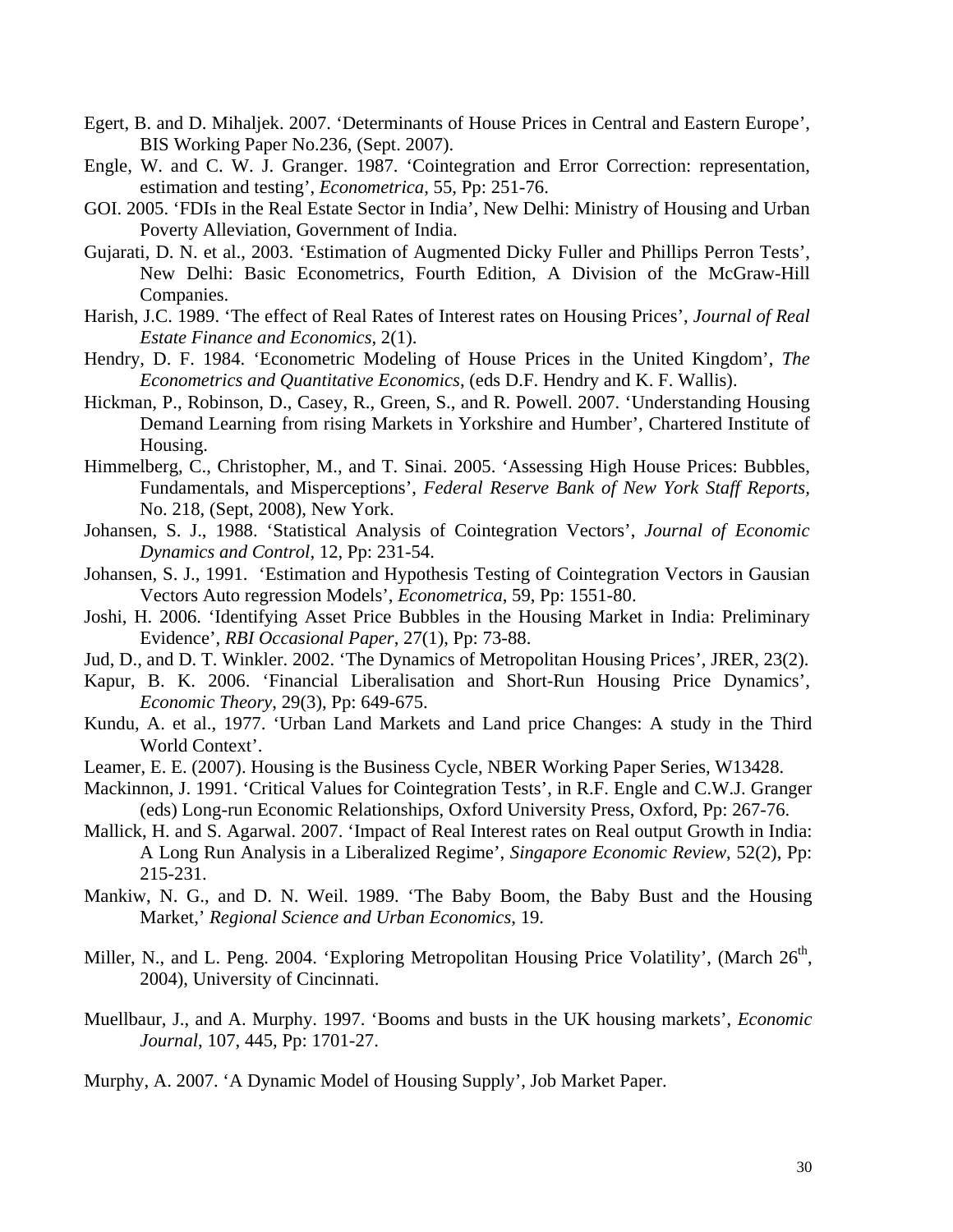Egert, B. and D. Mihaljek. 2007. 'Determinants of House Prices in Central and Eastern Europe', BIS Working Paper No.236, (Sept. 2007).

Engle, W. and C. W. J. Granger. 1987. 'Cointegration and Error Correction: representation, estimation and testing', *Econometrica*, 55, Pp: 251-76.

GOI. 2005. 'FDIs in the Real Estate Sector in India', New Delhi: Ministry of Housing and Urban Poverty Alleviation, Government of India.

Gujarati, D. N. et al., 2003. 'Estimation of Augmented Dicky Fuller and Phillips Perron Tests', New Delhi: Basic Econometrics, Fourth Edition, A Division of the McGraw-Hill Companies.

Harish, J.C. 1989. 'The effect of Real Rates of Interest rates on Housing Prices', *Journal of Real Estate Finance and Economics*, 2(1).

Hendry, D. F. 1984. 'Econometric Modeling of House Prices in the United Kingdom', *The Econometrics and Quantitative Economics*, (eds D.F. Hendry and K. F. Wallis).

Hickman, P., Robinson, D., Casey, R., Green, S., and R. Powell. 2007. 'Understanding Housing Demand Learning from rising Markets in Yorkshire and Humber', Chartered Institute of Housing.

Himmelberg, C., Christopher, M., and T. Sinai. 2005. 'Assessing High House Prices: Bubbles, Fundamentals, and Misperceptions', *Federal Reserve Bank of New York Staff Reports*, No. 218, (Sept, 2008), New York.

Johansen, S. J., 1988. 'Statistical Analysis of Cointegration Vectors', *Journal of Economic Dynamics and Control*, 12, Pp: 231-54.

Johansen, S. J., 1991. 'Estimation and Hypothesis Testing of Cointegration Vectors in Gausian Vectors Auto regression Models', *Econometrica*, 59, Pp: 1551-80.

Joshi, H. 2006. 'Identifying Asset Price Bubbles in the Housing Market in India: Preliminary Evidence', *RBI Occasional Paper*, 27(1), Pp: 73-88.

Jud, D., and D. T. Winkler. 2002. 'The Dynamics of Metropolitan Housing Prices', JRER, 23(2).

Kapur, B. K. 2006. 'Financial Liberalisation and Short-Run Housing Price Dynamics', *Economic Theory*, 29(3), Pp: 649-675.

Kundu, A. et al., 1977. 'Urban Land Markets and Land price Changes: A study in the Third World Context'.

Leamer, E. E. (2007). Housing is the Business Cycle, NBER Working Paper Series, W13428.

Mackinnon, J. 1991. 'Critical Values for Cointegration Tests', in R.F. Engle and C.W.J. Granger (eds) Long-run Economic Relationships, Oxford University Press, Oxford, Pp: 267-76.

Mallick, H. and S. Agarwal. 2007. 'Impact of Real Interest rates on Real output Growth in India: A Long Run Analysis in a Liberalized Regime', *Singapore Economic Review*, 52(2), Pp: 215-231.

Mankiw, N. G., and D. N. Weil. 1989. 'The Baby Boom, the Baby Bust and the Housing Market,' *Regional Science and Urban Economics*, 19.

Miller, N., and L. Peng. 2004. 'Exploring Metropolitan Housing Price Volatility', (March 26th, 2004), University of Cincinnati.

Muellbaur, J., and A. Murphy. 1997. 'Booms and busts in the UK housing markets', *Economic Journal*, 107, 445, Pp: 1701-27.

Murphy, A. 2007. 'A Dynamic Model of Housing Supply', Job Market Paper.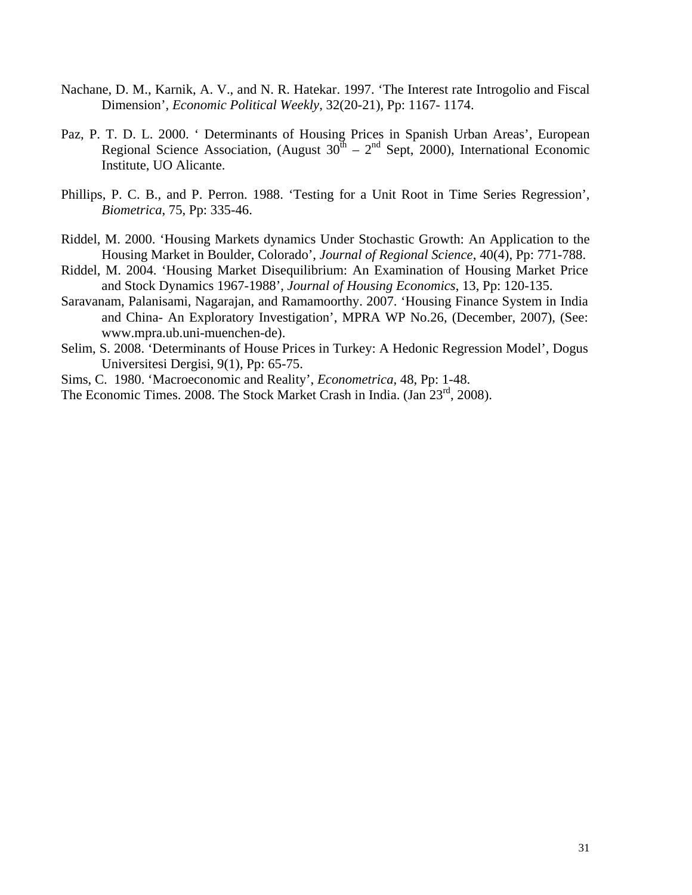Nachane, D. M., Karnik, A. V., and N. R. Hatekar. 1997. 'The Interest rate Introgolio and Fiscal Dimension', *Economic Political Weekly*, 32(20-21), Pp: 1167- 1174.

Paz, P. T. D. L. 2000. ' Determinants of Housing Prices in Spanish Urban Areas', European Regional Science Association, (August 30th – 2nd Sept, 2000), International Economic Institute, UO Alicante.

Phillips, P. C. B., and P. Perron. 1988. 'Testing for a Unit Root in Time Series Regression', *Biometrica*, 75, Pp: 335-46.

Riddel, M. 2000. 'Housing Markets dynamics Under Stochastic Growth: An Application to the Housing Market in Boulder, Colorado', *Journal of Regional Science*, 40(4), Pp: 771-788.

Riddel, M. 2004. 'Housing Market Disequilibrium: An Examination of Housing Market Price and Stock Dynamics 1967-1988', *Journal of Housing Economics*, 13, Pp: 120-135.

Saravanam, Palanisami, Nagarajan, and Ramamoorthy. 2007. 'Housing Finance System in India and China- An Exploratory Investigation', MPRA WP No.26, (December, 2007), (See: www.mpra.ub.uni-muenchen-de).

Selim, S. 2008. 'Determinants of House Prices in Turkey: A Hedonic Regression Model', Dogus Universitesi Dergisi, 9(1), Pp: 65-75.

Sims, C. 1980. 'Macroeconomic and Reality', *Econometrica*, 48, Pp: 1-48.

The Economic Times. 2008. The Stock Market Crash in India. (Jan 23rd, 2008).